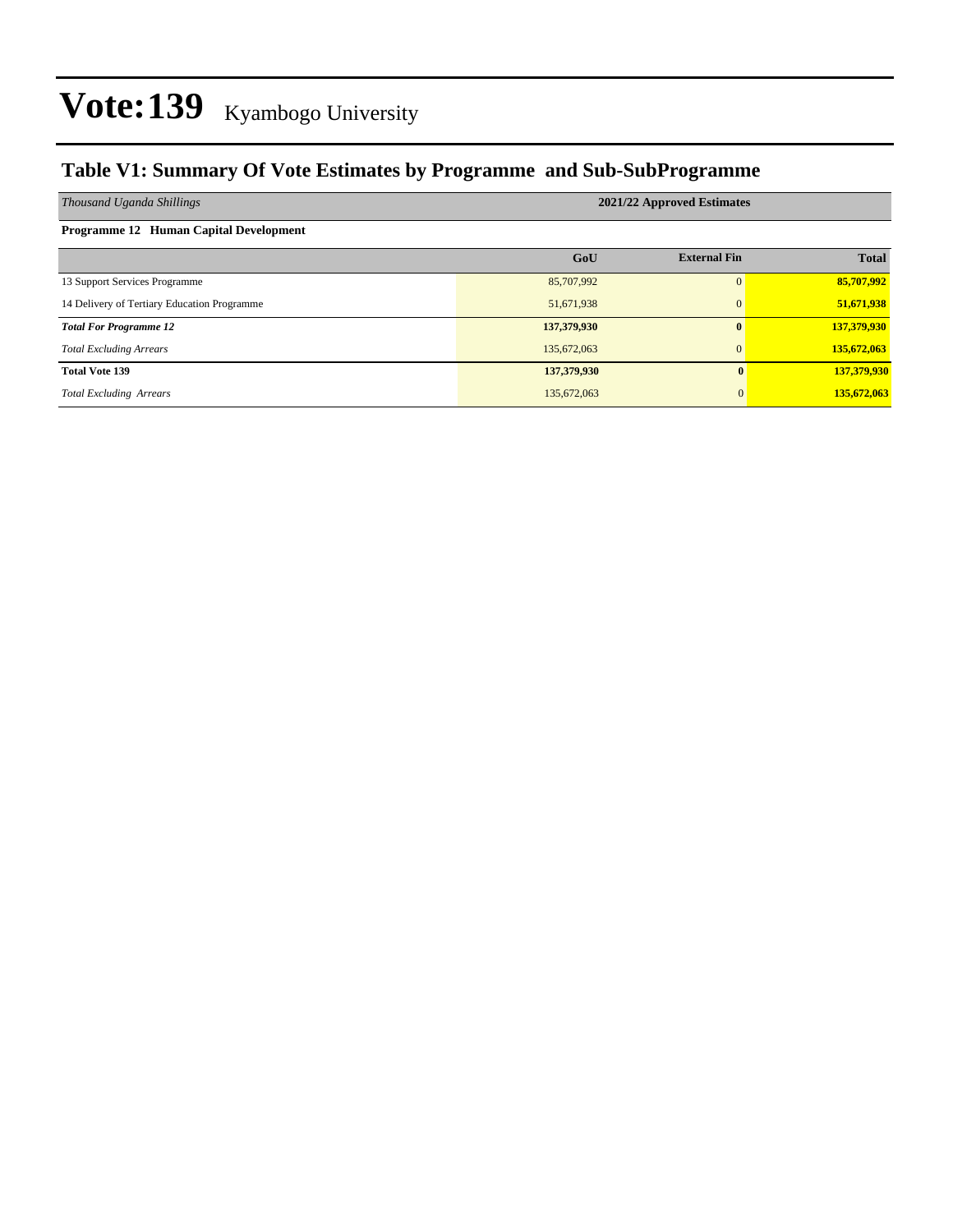# Vote:139 Kyambogo University

## Table V1: Summary Of Vote Estimates by Programme and Sub-SubProgramme

| *Thousand Uganda Shillings* | 2021/22 Approved Estimates | | |
|---|---|---|---|
| **Programme 12 Human Capital Development** | | | |
| | **GoU** | **External Fin** | **Total** |
| 13 Support Services Programme | 85,707,992 | 0 | **85,707,992** |
| 14 Delivery of Tertiary Education Programme | 51,671,938 | 0 | **51,671,938** |
| ***Total For Programme 12*** | **137,379,930** | **0** | **137,379,930** |
| *Total Excluding Arrears* | 135,672,063 | 0 | **135,672,063** |
| **Total Vote 139** | **137,379,930** | **0** | **137,379,930** |
| *Total Excluding Arrears* | 135,672,063 | 0 | **135,672,063** |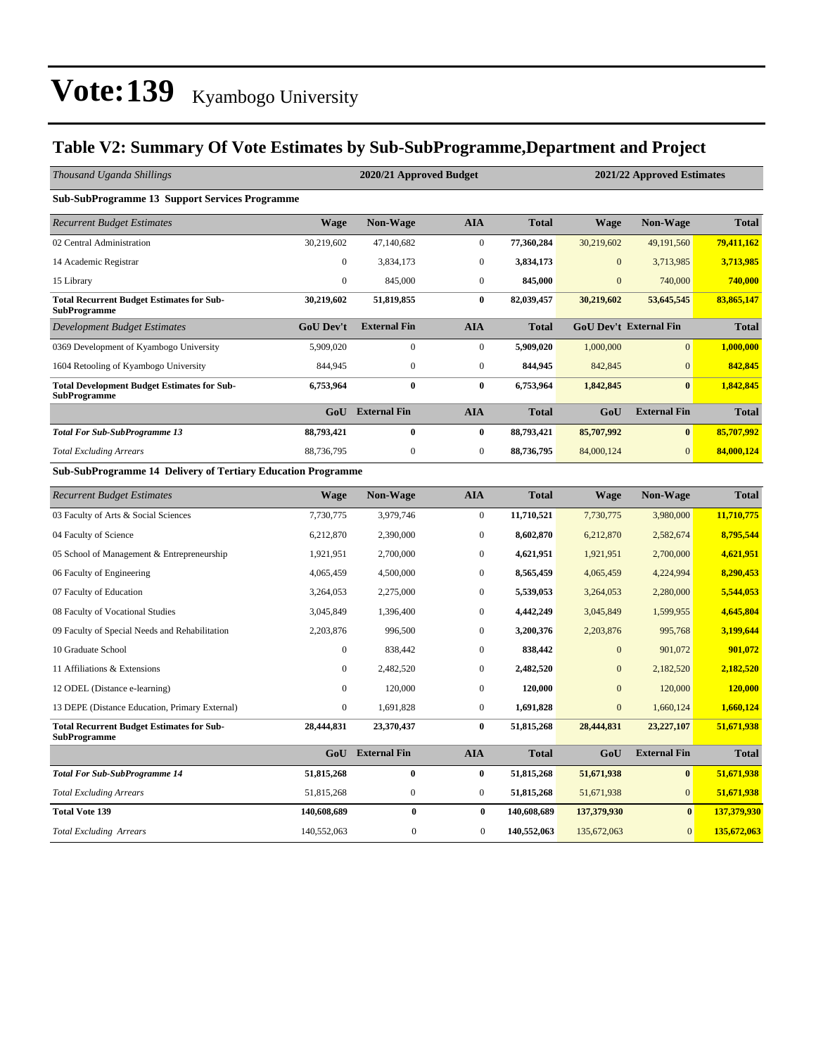# Vote:139 Kyambogo University

## Table V2: Summary Of Vote Estimates by Sub-SubProgramme,Department and Project

| *Thousand Uganda Shillings* | 2020/21 Approved Budget | | | | 2021/22 Approved Estimates | | |
|---|---|---|---|---|---|---|---|
| **Sub-SubProgramme 13 Support Services Programme** | | | | | | | |
| *Recurrent Budget Estimates* | **Wage** | **Non-Wage** | **AIA** | **Total** | **Wage** | **Non-Wage** | **Total** |
| 02 Central Administration | 30,219,602 | 47,140,682 | 0 | **77,360,284** | 30,219,602 | 49,191,560 | **79,411,162** |
| 14 Academic Registrar | 0 | 3,834,173 | 0 | **3,834,173** | 0 | 3,713,985 | **3,713,985** |
| 15 Library | 0 | 845,000 | 0 | **845,000** | 0 | 740,000 | **740,000** |
| **Total Recurrent Budget Estimates for Sub-SubProgramme** | **30,219,602** | **51,819,855** | **0** | **82,039,457** | **30,219,602** | **53,645,545** | **83,865,147** |
| *Development Budget Estimates* | **GoU Dev't** | **External Fin** | **AIA** | **Total** | **GoU Dev't** | **External Fin** | **Total** |
| 0369 Development of Kyambogo University | 5,909,020 | 0 | 0 | **5,909,020** | 1,000,000 | 0 | **1,000,000** |
| 1604 Retooling of Kyambogo University | 844,945 | 0 | 0 | **844,945** | 842,845 | 0 | **842,845** |
| **Total Development Budget Estimates for Sub-SubProgramme** | **6,753,964** | **0** | **0** | **6,753,964** | **1,842,845** | **0** | **1,842,845** |
| | **GoU** | **External Fin** | **AIA** | **Total** | **GoU** | **External Fin** | **Total** |
| ***Total For Sub-SubProgramme 13*** | **88,793,421** | **0** | **0** | **88,793,421** | **85,707,992** | **0** | **85,707,992** |
| *Total Excluding Arrears* | 88,736,795 | 0 | 0 | **88,736,795** | 84,000,124 | 0 | **84,000,124** |
| **Sub-SubProgramme 14 Delivery of Tertiary Education Programme** | | | | | | | |
| *Recurrent Budget Estimates* | **Wage** | **Non-Wage** | **AIA** | **Total** | **Wage** | **Non-Wage** | **Total** |
| 03 Faculty of Arts & Social Sciences | 7,730,775 | 3,979,746 | 0 | **11,710,521** | 7,730,775 | 3,980,000 | **11,710,775** |
| 04 Faculty of Science | 6,212,870 | 2,390,000 | 0 | **8,602,870** | 6,212,870 | 2,582,674 | **8,795,544** |
| 05 School of Management & Entrepreneurship | 1,921,951 | 2,700,000 | 0 | **4,621,951** | 1,921,951 | 2,700,000 | **4,621,951** |
| 06 Faculty of Engineering | 4,065,459 | 4,500,000 | 0 | **8,565,459** | 4,065,459 | 4,224,994 | **8,290,453** |
| 07 Faculty of Education | 3,264,053 | 2,275,000 | 0 | **5,539,053** | 3,264,053 | 2,280,000 | **5,544,053** |
| 08 Faculty of Vocational Studies | 3,045,849 | 1,396,400 | 0 | **4,442,249** | 3,045,849 | 1,599,955 | **4,645,804** |
| 09 Faculty of Special Needs and Rehabilitation | 2,203,876 | 996,500 | 0 | **3,200,376** | 2,203,876 | 995,768 | **3,199,644** |
| 10 Graduate School | 0 | 838,442 | 0 | **838,442** | 0 | 901,072 | **901,072** |
| 11 Affiliations & Extensions | 0 | 2,482,520 | 0 | **2,482,520** | 0 | 2,182,520 | **2,182,520** |
| 12 ODEL (Distance e-learning) | 0 | 120,000 | 0 | **120,000** | 0 | 120,000 | **120,000** |
| 13 DEPE (Distance Education, Primary External) | 0 | 1,691,828 | 0 | **1,691,828** | 0 | 1,660,124 | **1,660,124** |
| **Total Recurrent Budget Estimates for Sub-SubProgramme** | **28,444,831** | **23,370,437** | **0** | **51,815,268** | **28,444,831** | **23,227,107** | **51,671,938** |
| | **GoU** | **External Fin** | **AIA** | **Total** | **GoU** | **External Fin** | **Total** |
| ***Total For Sub-SubProgramme 14*** | **51,815,268** | **0** | **0** | **51,815,268** | **51,671,938** | **0** | **51,671,938** |
| *Total Excluding Arrears* | 51,815,268 | 0 | 0 | **51,815,268** | 51,671,938 | 0 | **51,671,938** |
| **Total Vote 139** | **140,608,689** | **0** | **0** | **140,608,689** | **137,379,930** | **0** | **137,379,930** |
| *Total Excluding Arrears* | 140,552,063 | 0 | 0 | **140,552,063** | 135,672,063 | 0 | **135,672,063** |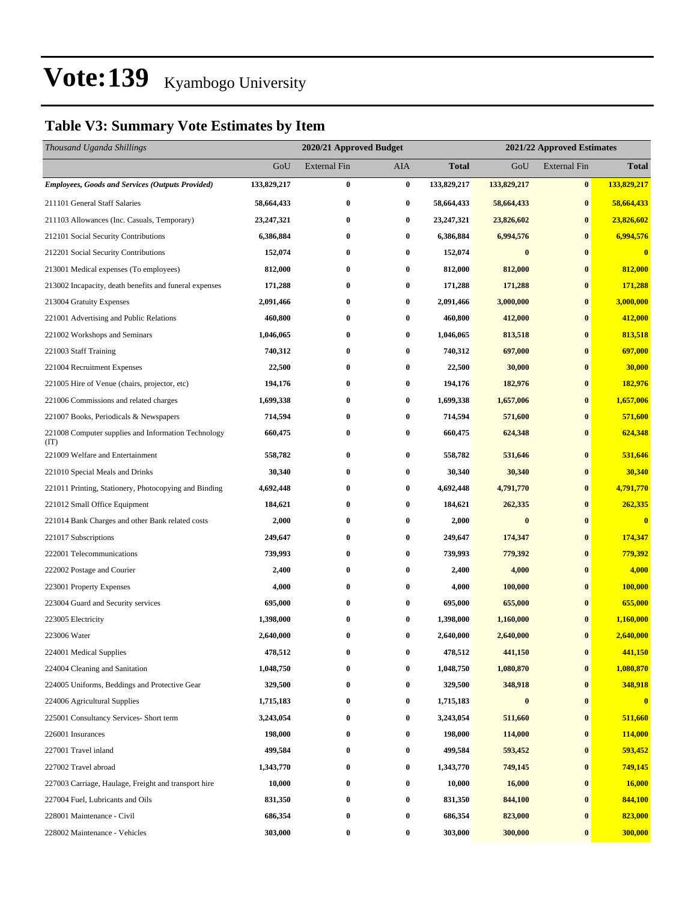# Vote:139 Kyambogo University

## Table V3: Summary Vote Estimates by Item

| *Thousand Uganda Shillings* | 2020/21 Approved Budget | | | | 2021/22 Approved Estimates | | |
|---|---|---|---|---|---|---|---|
| | GoU | External Fin | AIA | **Total** | GoU | External Fin | **Total** |
| ***Employees, Goods and Services (Outputs Provided)*** | **133,829,217** | **0** | **0** | **133,829,217** | **133,829,217** | **0** | **133,829,217** |
| 211101 General Staff Salaries | **58,664,433** | **0** | **0** | **58,664,433** | **58,664,433** | **0** | **58,664,433** |
| 211103 Allowances (Inc. Casuals, Temporary) | **23,247,321** | **0** | **0** | **23,247,321** | **23,826,602** | **0** | **23,826,602** |
| 212101 Social Security Contributions | **6,386,884** | **0** | **0** | **6,386,884** | **6,994,576** | **0** | **6,994,576** |
| 212201 Social Security Contributions | **152,074** | **0** | **0** | **152,074** | **0** | **0** | **0** |
| 213001 Medical expenses (To employees) | **812,000** | **0** | **0** | **812,000** | **812,000** | **0** | **812,000** |
| 213002 Incapacity, death benefits and funeral expenses | **171,288** | **0** | **0** | **171,288** | **171,288** | **0** | **171,288** |
| 213004 Gratuity Expenses | **2,091,466** | **0** | **0** | **2,091,466** | **3,000,000** | **0** | **3,000,000** |
| 221001 Advertising and Public Relations | **460,800** | **0** | **0** | **460,800** | **412,000** | **0** | **412,000** |
| 221002 Workshops and Seminars | **1,046,065** | **0** | **0** | **1,046,065** | **813,518** | **0** | **813,518** |
| 221003 Staff Training | **740,312** | **0** | **0** | **740,312** | **697,000** | **0** | **697,000** |
| 221004 Recruitment Expenses | **22,500** | **0** | **0** | **22,500** | **30,000** | **0** | **30,000** |
| 221005 Hire of Venue (chairs, projector, etc) | **194,176** | **0** | **0** | **194,176** | **182,976** | **0** | **182,976** |
| 221006 Commissions and related charges | **1,699,338** | **0** | **0** | **1,699,338** | **1,657,006** | **0** | **1,657,006** |
| 221007 Books, Periodicals & Newspapers | **714,594** | **0** | **0** | **714,594** | **571,600** | **0** | **571,600** |
| 221008 Computer supplies and Information Technology (IT) | **660,475** | **0** | **0** | **660,475** | **624,348** | **0** | **624,348** |
| 221009 Welfare and Entertainment | **558,782** | **0** | **0** | **558,782** | **531,646** | **0** | **531,646** |
| 221010 Special Meals and Drinks | **30,340** | **0** | **0** | **30,340** | **30,340** | **0** | **30,340** |
| 221011 Printing, Stationery, Photocopying and Binding | **4,692,448** | **0** | **0** | **4,692,448** | **4,791,770** | **0** | **4,791,770** |
| 221012 Small Office Equipment | **184,621** | **0** | **0** | **184,621** | **262,335** | **0** | **262,335** |
| 221014 Bank Charges and other Bank related costs | **2,000** | **0** | **0** | **2,000** | **0** | **0** | **0** |
| 221017 Subscriptions | **249,647** | **0** | **0** | **249,647** | **174,347** | **0** | **174,347** |
| 222001 Telecommunications | **739,993** | **0** | **0** | **739,993** | **779,392** | **0** | **779,392** |
| 222002 Postage and Courier | **2,400** | **0** | **0** | **2,400** | **4,000** | **0** | **4,000** |
| 223001 Property Expenses | **4,000** | **0** | **0** | **4,000** | **100,000** | **0** | **100,000** |
| 223004 Guard and Security services | **695,000** | **0** | **0** | **695,000** | **655,000** | **0** | **655,000** |
| 223005 Electricity | **1,398,000** | **0** | **0** | **1,398,000** | **1,160,000** | **0** | **1,160,000** |
| 223006 Water | **2,640,000** | **0** | **0** | **2,640,000** | **2,640,000** | **0** | **2,640,000** |
| 224001 Medical Supplies | **478,512** | **0** | **0** | **478,512** | **441,150** | **0** | **441,150** |
| 224004 Cleaning and Sanitation | **1,048,750** | **0** | **0** | **1,048,750** | **1,080,870** | **0** | **1,080,870** |
| 224005 Uniforms, Beddings and Protective Gear | **329,500** | **0** | **0** | **329,500** | **348,918** | **0** | **348,918** |
| 224006 Agricultural Supplies | **1,715,183** | **0** | **0** | **1,715,183** | **0** | **0** | **0** |
| 225001 Consultancy Services- Short term | **3,243,054** | **0** | **0** | **3,243,054** | **511,660** | **0** | **511,660** |
| 226001 Insurances | **198,000** | **0** | **0** | **198,000** | **114,000** | **0** | **114,000** |
| 227001 Travel inland | **499,584** | **0** | **0** | **499,584** | **593,452** | **0** | **593,452** |
| 227002 Travel abroad | **1,343,770** | **0** | **0** | **1,343,770** | **749,145** | **0** | **749,145** |
| 227003 Carriage, Haulage, Freight and transport hire | **10,000** | **0** | **0** | **10,000** | **16,000** | **0** | **16,000** |
| 227004 Fuel, Lubricants and Oils | **831,350** | **0** | **0** | **831,350** | **844,100** | **0** | **844,100** |
| 228001 Maintenance - Civil | **686,354** | **0** | **0** | **686,354** | **823,000** | **0** | **823,000** |
| 228002 Maintenance - Vehicles | **303,000** | **0** | **0** | **303,000** | **300,000** | **0** | **300,000** |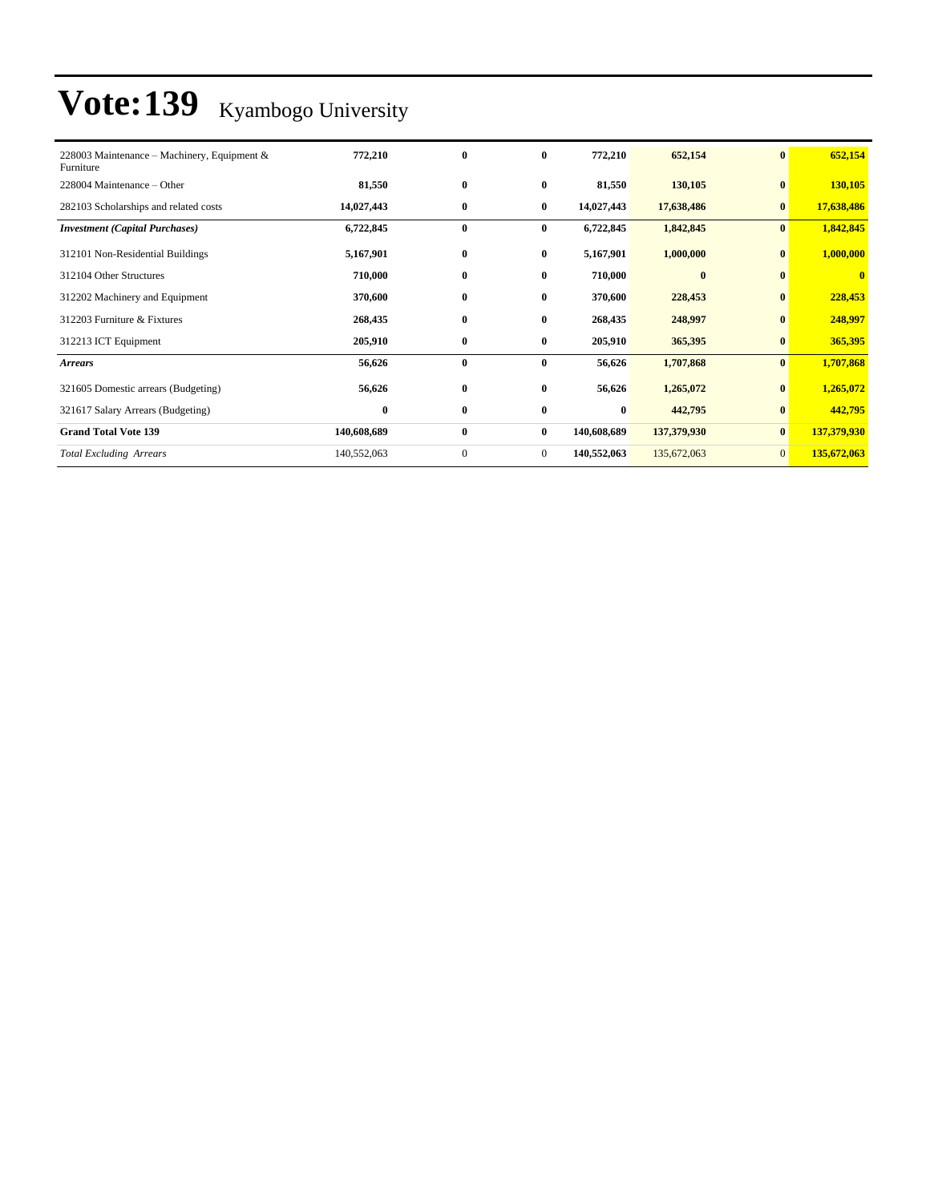# Vote:139 Kyambogo University

| | | | | | | | |
|---|---|---|---|---|---|---|---|
| 228003 Maintenance – Machinery, Equipment & Furniture | **772,210** | **0** | **0** | **772,210** | **652,154** | **0** | **652,154** |
| 228004 Maintenance – Other | **81,550** | **0** | **0** | **81,550** | **130,105** | **0** | **130,105** |
| 282103 Scholarships and related costs | **14,027,443** | **0** | **0** | **14,027,443** | **17,638,486** | **0** | **17,638,486** |
| ***Investment (Capital Purchases)*** | **6,722,845** | **0** | **0** | **6,722,845** | **1,842,845** | **0** | **1,842,845** |
| 312101 Non-Residential Buildings | **5,167,901** | **0** | **0** | **5,167,901** | **1,000,000** | **0** | **1,000,000** |
| 312104 Other Structures | **710,000** | **0** | **0** | **710,000** | **0** | **0** | **0** |
| 312202 Machinery and Equipment | **370,600** | **0** | **0** | **370,600** | **228,453** | **0** | **228,453** |
| 312203 Furniture & Fixtures | **268,435** | **0** | **0** | **268,435** | **248,997** | **0** | **248,997** |
| 312213 ICT Equipment | **205,910** | **0** | **0** | **205,910** | **365,395** | **0** | **365,395** |
| ***Arrears*** | **56,626** | **0** | **0** | **56,626** | **1,707,868** | **0** | **1,707,868** |
| 321605 Domestic arrears (Budgeting) | **56,626** | **0** | **0** | **56,626** | **1,265,072** | **0** | **1,265,072** |
| 321617 Salary Arrears (Budgeting) | **0** | **0** | **0** | **0** | **442,795** | **0** | **442,795** |
| **Grand Total Vote 139** | **140,608,689** | **0** | **0** | **140,608,689** | **137,379,930** | **0** | **137,379,930** |
| *Total Excluding Arrears* | 140,552,063 | 0 | 0 | **140,552,063** | 135,672,063 | 0 | **135,672,063** |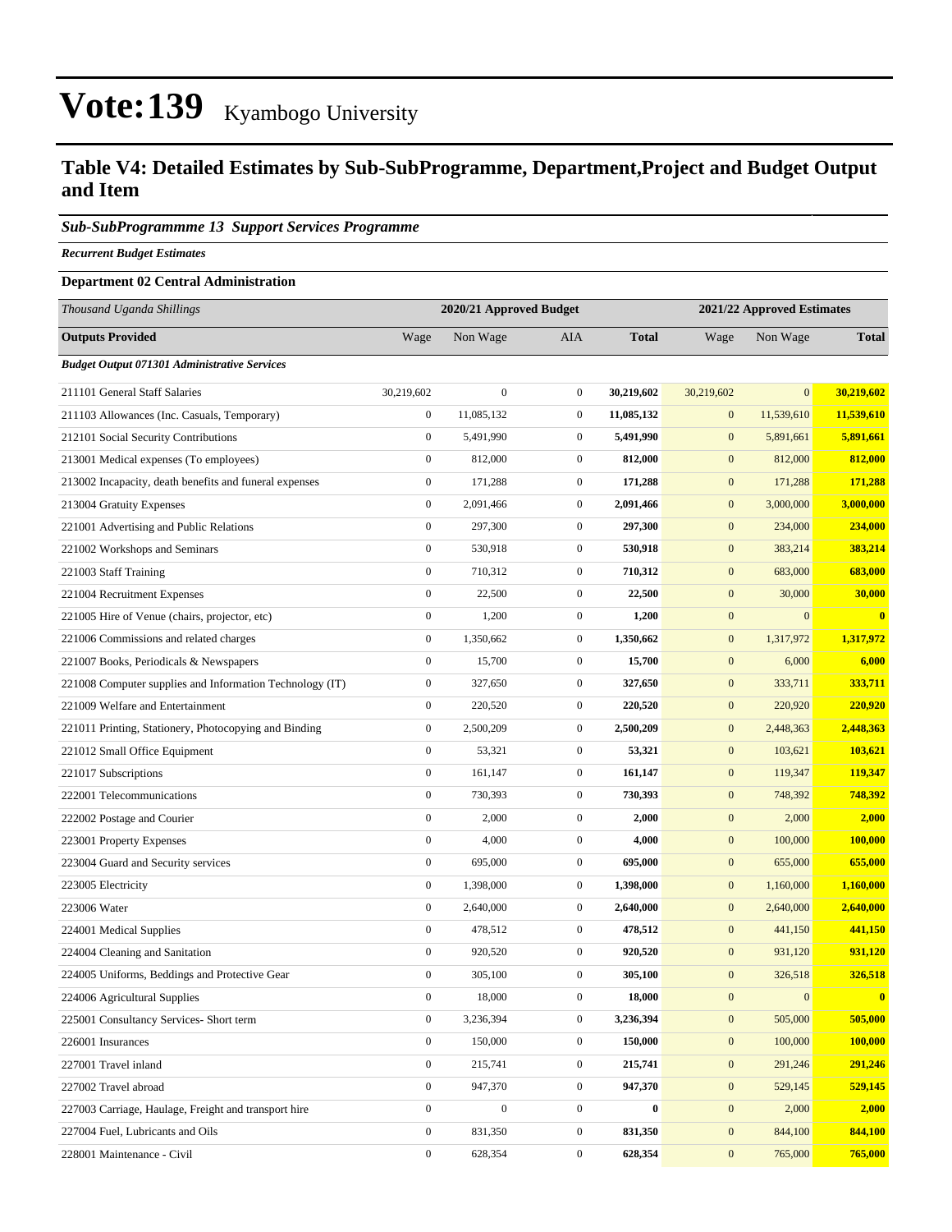# Vote:139 Kyambogo University

## Table V4: Detailed Estimates by Sub-SubProgramme, Department,Project and Budget Output and Item

### *Sub-SubProgrammme 13 Support Services Programme*

***Recurrent Budget Estimates***

**Department 02 Central Administration**

| *Thousand Uganda Shillings* | 2020/21 Approved Budget | | | | 2021/22 Approved Estimates | | |
|---|---|---|---|---|---|---|---|
| **Outputs Provided** | Wage | Non Wage | AIA | **Total** | Wage | Non Wage | **Total** |
| ***Budget Output 071301 Administrative Services*** | | | | | | | |
| 211101 General Staff Salaries | 30,219,602 | 0 | 0 | **30,219,602** | 30,219,602 | 0 | **30,219,602** |
| 211103 Allowances (Inc. Casuals, Temporary) | 0 | 11,085,132 | 0 | **11,085,132** | 0 | 11,539,610 | **11,539,610** |
| 212101 Social Security Contributions | 0 | 5,491,990 | 0 | **5,491,990** | 0 | 5,891,661 | **5,891,661** |
| 213001 Medical expenses (To employees) | 0 | 812,000 | 0 | **812,000** | 0 | 812,000 | **812,000** |
| 213002 Incapacity, death benefits and funeral expenses | 0 | 171,288 | 0 | **171,288** | 0 | 171,288 | **171,288** |
| 213004 Gratuity Expenses | 0 | 2,091,466 | 0 | **2,091,466** | 0 | 3,000,000 | **3,000,000** |
| 221001 Advertising and Public Relations | 0 | 297,300 | 0 | **297,300** | 0 | 234,000 | **234,000** |
| 221002 Workshops and Seminars | 0 | 530,918 | 0 | **530,918** | 0 | 383,214 | **383,214** |
| 221003 Staff Training | 0 | 710,312 | 0 | **710,312** | 0 | 683,000 | **683,000** |
| 221004 Recruitment Expenses | 0 | 22,500 | 0 | **22,500** | 0 | 30,000 | **30,000** |
| 221005 Hire of Venue (chairs, projector, etc) | 0 | 1,200 | 0 | **1,200** | 0 | 0 | **0** |
| 221006 Commissions and related charges | 0 | 1,350,662 | 0 | **1,350,662** | 0 | 1,317,972 | **1,317,972** |
| 221007 Books, Periodicals & Newspapers | 0 | 15,700 | 0 | **15,700** | 0 | 6,000 | **6,000** |
| 221008 Computer supplies and Information Technology (IT) | 0 | 327,650 | 0 | **327,650** | 0 | 333,711 | **333,711** |
| 221009 Welfare and Entertainment | 0 | 220,520 | 0 | **220,520** | 0 | 220,920 | **220,920** |
| 221011 Printing, Stationery, Photocopying and Binding | 0 | 2,500,209 | 0 | **2,500,209** | 0 | 2,448,363 | **2,448,363** |
| 221012 Small Office Equipment | 0 | 53,321 | 0 | **53,321** | 0 | 103,621 | **103,621** |
| 221017 Subscriptions | 0 | 161,147 | 0 | **161,147** | 0 | 119,347 | **119,347** |
| 222001 Telecommunications | 0 | 730,393 | 0 | **730,393** | 0 | 748,392 | **748,392** |
| 222002 Postage and Courier | 0 | 2,000 | 0 | **2,000** | 0 | 2,000 | **2,000** |
| 223001 Property Expenses | 0 | 4,000 | 0 | **4,000** | 0 | 100,000 | **100,000** |
| 223004 Guard and Security services | 0 | 695,000 | 0 | **695,000** | 0 | 655,000 | **655,000** |
| 223005 Electricity | 0 | 1,398,000 | 0 | **1,398,000** | 0 | 1,160,000 | **1,160,000** |
| 223006 Water | 0 | 2,640,000 | 0 | **2,640,000** | 0 | 2,640,000 | **2,640,000** |
| 224001 Medical Supplies | 0 | 478,512 | 0 | **478,512** | 0 | 441,150 | **441,150** |
| 224004 Cleaning and Sanitation | 0 | 920,520 | 0 | **920,520** | 0 | 931,120 | **931,120** |
| 224005 Uniforms, Beddings and Protective Gear | 0 | 305,100 | 0 | **305,100** | 0 | 326,518 | **326,518** |
| 224006 Agricultural Supplies | 0 | 18,000 | 0 | **18,000** | 0 | 0 | **0** |
| 225001 Consultancy Services- Short term | 0 | 3,236,394 | 0 | **3,236,394** | 0 | 505,000 | **505,000** |
| 226001 Insurances | 0 | 150,000 | 0 | **150,000** | 0 | 100,000 | **100,000** |
| 227001 Travel inland | 0 | 215,741 | 0 | **215,741** | 0 | 291,246 | **291,246** |
| 227002 Travel abroad | 0 | 947,370 | 0 | **947,370** | 0 | 529,145 | **529,145** |
| 227003 Carriage, Haulage, Freight and transport hire | 0 | 0 | 0 | **0** | 0 | 2,000 | **2,000** |
| 227004 Fuel, Lubricants and Oils | 0 | 831,350 | 0 | **831,350** | 0 | 844,100 | **844,100** |
| 228001 Maintenance - Civil | 0 | 628,354 | 0 | **628,354** | 0 | 765,000 | **765,000** |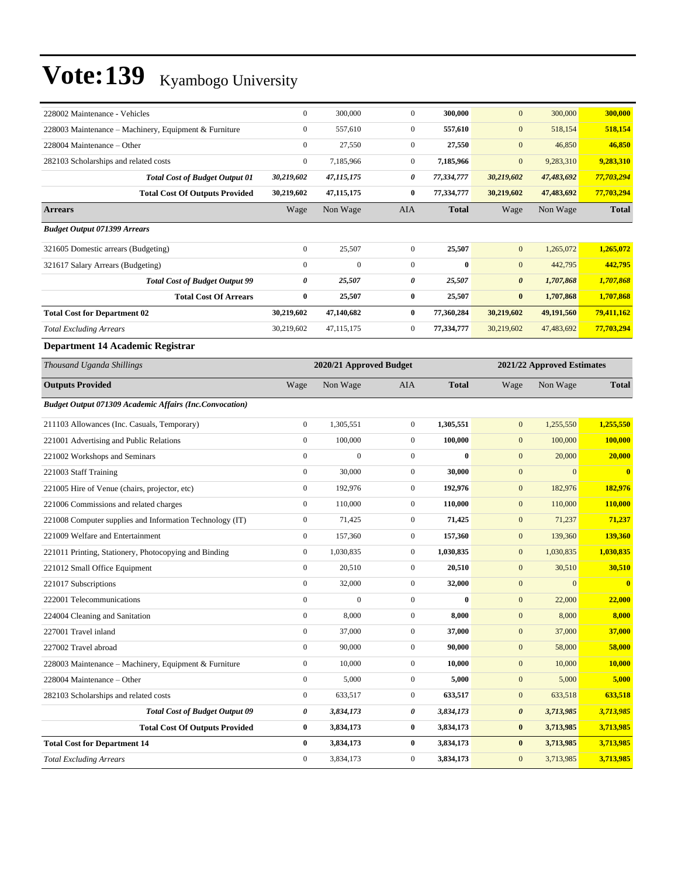# Vote:139 Kyambogo University

| | | | | | | | |
|---|---|---|---|---|---|---|---|
| 228002 Maintenance - Vehicles | 0 | 300,000 | 0 | **300,000** | 0 | 300,000 | **300,000** |
| 228003 Maintenance – Machinery, Equipment & Furniture | 0 | 557,610 | 0 | **557,610** | 0 | 518,154 | **518,154** |
| 228004 Maintenance – Other | 0 | 27,550 | 0 | **27,550** | 0 | 46,850 | **46,850** |
| 282103 Scholarships and related costs | 0 | 7,185,966 | 0 | **7,185,966** | 0 | 9,283,310 | **9,283,310** |
| ***Total Cost of Budget Output 01*** | ***30,219,602*** | ***47,115,175*** | ***0*** | ***77,334,777*** | ***30,219,602*** | ***47,483,692*** | ***77,703,294*** |
| **Total Cost Of Outputs Provided** | **30,219,602** | **47,115,175** | **0** | **77,334,777** | **30,219,602** | **47,483,692** | **77,703,294** |
| **Arrears** | Wage | Non Wage | AIA | **Total** | Wage | Non Wage | **Total** |
| ***Budget Output 071399 Arrears*** | | | | | | | |
| 321605 Domestic arrears (Budgeting) | 0 | 25,507 | 0 | **25,507** | 0 | 1,265,072 | **1,265,072** |
| 321617 Salary Arrears (Budgeting) | 0 | 0 | 0 | **0** | 0 | 442,795 | **442,795** |
| ***Total Cost of Budget Output 99*** | ***0*** | ***25,507*** | ***0*** | ***25,507*** | ***0*** | ***1,707,868*** | ***1,707,868*** |
| **Total Cost Of Arrears** | **0** | **25,507** | **0** | **25,507** | **0** | **1,707,868** | **1,707,868** |
| **Total Cost for Department 02** | **30,219,602** | **47,140,682** | **0** | **77,360,284** | **30,219,602** | **49,191,560** | **79,411,162** |
| *Total Excluding Arrears* | 30,219,602 | 47,115,175 | 0 | **77,334,777** | 30,219,602 | 47,483,692 | **77,703,294** |

### Department 14 Academic Registrar

| *Thousand Uganda Shillings* | 2020/21 Approved Budget | | | | 2021/22 Approved Estimates | | |
|---|---|---|---|---|---|---|---|
| **Outputs Provided** | Wage | Non Wage | AIA | **Total** | Wage | Non Wage | **Total** |
| ***Budget Output 071309 Academic Affairs (Inc.Convocation)*** | | | | | | | |
| 211103 Allowances (Inc. Casuals, Temporary) | 0 | 1,305,551 | 0 | **1,305,551** | 0 | 1,255,550 | **1,255,550** |
| 221001 Advertising and Public Relations | 0 | 100,000 | 0 | **100,000** | 0 | 100,000 | **100,000** |
| 221002 Workshops and Seminars | 0 | 0 | 0 | **0** | 0 | 20,000 | **20,000** |
| 221003 Staff Training | 0 | 30,000 | 0 | **30,000** | 0 | 0 | **0** |
| 221005 Hire of Venue (chairs, projector, etc) | 0 | 192,976 | 0 | **192,976** | 0 | 182,976 | **182,976** |
| 221006 Commissions and related charges | 0 | 110,000 | 0 | **110,000** | 0 | 110,000 | **110,000** |
| 221008 Computer supplies and Information Technology (IT) | 0 | 71,425 | 0 | **71,425** | 0 | 71,237 | **71,237** |
| 221009 Welfare and Entertainment | 0 | 157,360 | 0 | **157,360** | 0 | 139,360 | **139,360** |
| 221011 Printing, Stationery, Photocopying and Binding | 0 | 1,030,835 | 0 | **1,030,835** | 0 | 1,030,835 | **1,030,835** |
| 221012 Small Office Equipment | 0 | 20,510 | 0 | **20,510** | 0 | 30,510 | **30,510** |
| 221017 Subscriptions | 0 | 32,000 | 0 | **32,000** | 0 | 0 | **0** |
| 222001 Telecommunications | 0 | 0 | 0 | **0** | 0 | 22,000 | **22,000** |
| 224004 Cleaning and Sanitation | 0 | 8,000 | 0 | **8,000** | 0 | 8,000 | **8,000** |
| 227001 Travel inland | 0 | 37,000 | 0 | **37,000** | 0 | 37,000 | **37,000** |
| 227002 Travel abroad | 0 | 90,000 | 0 | **90,000** | 0 | 58,000 | **58,000** |
| 228003 Maintenance – Machinery, Equipment & Furniture | 0 | 10,000 | 0 | **10,000** | 0 | 10,000 | **10,000** |
| 228004 Maintenance – Other | 0 | 5,000 | 0 | **5,000** | 0 | 5,000 | **5,000** |
| 282103 Scholarships and related costs | 0 | 633,517 | 0 | **633,517** | 0 | 633,518 | **633,518** |
| ***Total Cost of Budget Output 09*** | ***0*** | ***3,834,173*** | ***0*** | ***3,834,173*** | ***0*** | ***3,713,985*** | ***3,713,985*** |
| **Total Cost Of Outputs Provided** | **0** | **3,834,173** | **0** | **3,834,173** | **0** | **3,713,985** | **3,713,985** |
| **Total Cost for Department 14** | **0** | **3,834,173** | **0** | **3,834,173** | **0** | **3,713,985** | **3,713,985** |
| *Total Excluding Arrears* | 0 | 3,834,173 | 0 | **3,834,173** | 0 | 3,713,985 | **3,713,985** |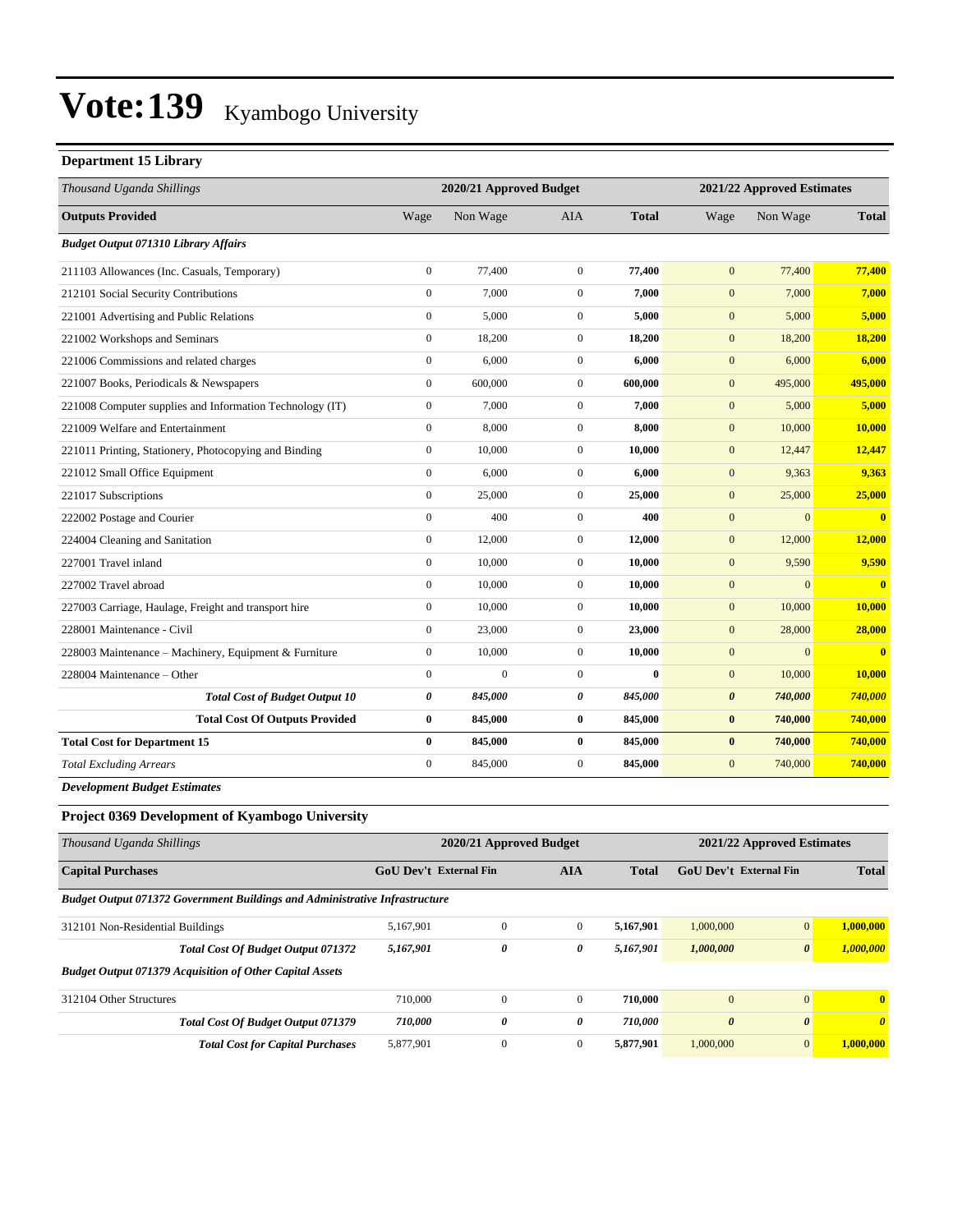# Vote:139 Kyambogo University

### Department 15 Library

| Thousand Uganda Shillings | 2020/21 Approved Budget | | | | 2021/22 Approved Estimates | | |
|---|---|---|---|---|---|---|---|
| **Outputs Provided** | Wage | Non Wage | AIA | **Total** | Wage | Non Wage | **Total** |
| ***Budget Output 071310 Library Affairs*** | | | | | | | |
| 211103 Allowances (Inc. Casuals, Temporary) | 0 | 77,400 | 0 | **77,400** | 0 | 77,400 | **77,400** |
| 212101 Social Security Contributions | 0 | 7,000 | 0 | **7,000** | 0 | 7,000 | **7,000** |
| 221001 Advertising and Public Relations | 0 | 5,000 | 0 | **5,000** | 0 | 5,000 | **5,000** |
| 221002 Workshops and Seminars | 0 | 18,200 | 0 | **18,200** | 0 | 18,200 | **18,200** |
| 221006 Commissions and related charges | 0 | 6,000 | 0 | **6,000** | 0 | 6,000 | **6,000** |
| 221007 Books, Periodicals & Newspapers | 0 | 600,000 | 0 | **600,000** | 0 | 495,000 | **495,000** |
| 221008 Computer supplies and Information Technology (IT) | 0 | 7,000 | 0 | **7,000** | 0 | 5,000 | **5,000** |
| 221009 Welfare and Entertainment | 0 | 8,000 | 0 | **8,000** | 0 | 10,000 | **10,000** |
| 221011 Printing, Stationery, Photocopying and Binding | 0 | 10,000 | 0 | **10,000** | 0 | 12,447 | **12,447** |
| 221012 Small Office Equipment | 0 | 6,000 | 0 | **6,000** | 0 | 9,363 | **9,363** |
| 221017 Subscriptions | 0 | 25,000 | 0 | **25,000** | 0 | 25,000 | **25,000** |
| 222002 Postage and Courier | 0 | 400 | 0 | **400** | 0 | 0 | **0** |
| 224004 Cleaning and Sanitation | 0 | 12,000 | 0 | **12,000** | 0 | 12,000 | **12,000** |
| 227001 Travel inland | 0 | 10,000 | 0 | **10,000** | 0 | 9,590 | **9,590** |
| 227002 Travel abroad | 0 | 10,000 | 0 | **10,000** | 0 | 0 | **0** |
| 227003 Carriage, Haulage, Freight and transport hire | 0 | 10,000 | 0 | **10,000** | 0 | 10,000 | **10,000** |
| 228001 Maintenance - Civil | 0 | 23,000 | 0 | **23,000** | 0 | 28,000 | **28,000** |
| 228003 Maintenance – Machinery, Equipment & Furniture | 0 | 10,000 | 0 | **10,000** | 0 | 0 | **0** |
| 228004 Maintenance – Other | 0 | 0 | 0 | **0** | 0 | 10,000 | **10,000** |
| ***Total Cost of Budget Output 10*** | ***0*** | ***845,000*** | ***0*** | ***845,000*** | ***0*** | ***740,000*** | ***740,000*** |
| **Total Cost Of Outputs Provided** | **0** | **845,000** | **0** | **845,000** | **0** | **740,000** | **740,000** |
| **Total Cost for Department 15** | **0** | **845,000** | **0** | **845,000** | **0** | **740,000** | **740,000** |
| *Total Excluding Arrears* | 0 | 845,000 | 0 | 845,000 | 0 | 740,000 | 740,000 |

***Development Budget Estimates***

### Project 0369 Development of Kyambogo University

| Thousand Uganda Shillings | 2020/21 Approved Budget | | | | 2021/22 Approved Estimates | | |
|---|---|---|---|---|---|---|---|
| **Capital Purchases** | **GoU Dev't** | **External Fin** | **AIA** | **Total** | **GoU Dev't** | **External Fin** | **Total** |
| ***Budget Output 071372 Government Buildings and Administrative Infrastructure*** | | | | | | | |
| 312101 Non-Residential Buildings | 5,167,901 | 0 | 0 | **5,167,901** | 1,000,000 | 0 | **1,000,000** |
| ***Total Cost Of Budget Output 071372*** | ***5,167,901*** | ***0*** | ***0*** | ***5,167,901*** | ***1,000,000*** | ***0*** | ***1,000,000*** |
| ***Budget Output 071379 Acquisition of Other Capital Assets*** | | | | | | | |
| 312104 Other Structures | 710,000 | 0 | 0 | **710,000** | 0 | 0 | **0** |
| ***Total Cost Of Budget Output 071379*** | ***710,000*** | ***0*** | ***0*** | ***710,000*** | ***0*** | ***0*** | ***0*** |
| ***Total Cost for Capital Purchases*** | 5,877,901 | 0 | 0 | **5,877,901** | 1,000,000 | 0 | **1,000,000** |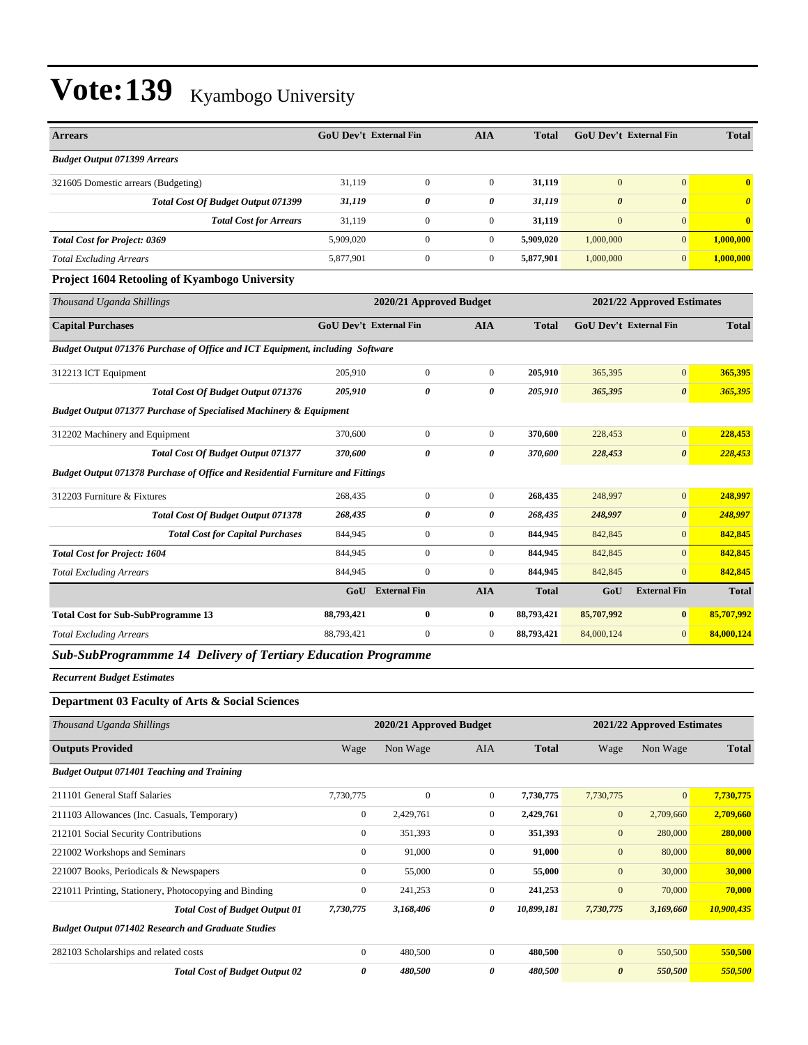# Vote:139 Kyambogo University

| Arrears | GoU Dev't | External Fin | AIA | Total | GoU Dev't | External Fin | Total |
|---|---|---|---|---|---|---|---|
| *Budget Output 071399 Arrears* | | | | | | | |
| 321605 Domestic arrears (Budgeting) | 31,119 | 0 | 0 | **31,119** | 0 | 0 | **0** |
| ***Total Cost Of Budget Output 071399*** | ***31,119*** | ***0*** | ***0*** | ***31,119*** | ***0*** | ***0*** | ***0*** |
| ***Total Cost for Arrears*** | 31,119 | 0 | 0 | **31,119** | 0 | 0 | **0** |
| ***Total Cost for Project: 0369*** | 5,909,020 | 0 | 0 | **5,909,020** | 1,000,000 | 0 | **1,000,000** |
| *Total Excluding Arrears* | 5,877,901 | 0 | 0 | **5,877,901** | 1,000,000 | 0 | **1,000,000** |

### Project 1604 Retooling of Kyambogo University

| *Thousand Uganda Shillings* | 2020/21 Approved Budget | | | | 2021/22 Approved Estimates | | |
|---|---|---|---|---|---|---|---|
| **Capital Purchases** | **GoU Dev't** | **External Fin** | **AIA** | **Total** | **GoU Dev't** | **External Fin** | **Total** |
| *Budget Output 071376 Purchase of Office and ICT Equipment, including Software* | | | | | | | |
| 312213 ICT Equipment | 205,910 | 0 | 0 | **205,910** | 365,395 | 0 | **365,395** |
| ***Total Cost Of Budget Output 071376*** | ***205,910*** | ***0*** | ***0*** | ***205,910*** | ***365,395*** | ***0*** | ***365,395*** |
| *Budget Output 071377 Purchase of Specialised Machinery & Equipment* | | | | | | | |
| 312202 Machinery and Equipment | 370,600 | 0 | 0 | **370,600** | 228,453 | 0 | **228,453** |
| ***Total Cost Of Budget Output 071377*** | ***370,600*** | ***0*** | ***0*** | ***370,600*** | ***228,453*** | ***0*** | ***228,453*** |
| *Budget Output 071378 Purchase of Office and Residential Furniture and Fittings* | | | | | | | |
| 312203 Furniture & Fixtures | 268,435 | 0 | 0 | **268,435** | 248,997 | 0 | **248,997** |
| ***Total Cost Of Budget Output 071378*** | ***268,435*** | ***0*** | ***0*** | ***268,435*** | ***248,997*** | ***0*** | ***248,997*** |
| ***Total Cost for Capital Purchases*** | 844,945 | 0 | 0 | **844,945** | 842,845 | 0 | **842,845** |
| ***Total Cost for Project: 1604*** | 844,945 | 0 | 0 | **844,945** | 842,845 | 0 | **842,845** |
| *Total Excluding Arrears* | 844,945 | 0 | 0 | **844,945** | 842,845 | 0 | **842,845** |
| | **GoU** | **External Fin** | **AIA** | **Total** | **GoU** | **External Fin** | **Total** |
| **Total Cost for Sub-SubProgramme 13** | **88,793,421** | **0** | **0** | **88,793,421** | **85,707,992** | **0** | **85,707,992** |
| *Total Excluding Arrears* | 88,793,421 | 0 | 0 | **88,793,421** | 84,000,124 | 0 | **84,000,124** |

## *Sub-SubProgrammme 14 Delivery of Tertiary Education Programme*

***Recurrent Budget Estimates***

### Department 03 Faculty of Arts & Social Sciences

| *Thousand Uganda Shillings* | 2020/21 Approved Budget | | | | 2021/22 Approved Estimates | | |
|---|---|---|---|---|---|---|---|
| **Outputs Provided** | Wage | Non Wage | AIA | **Total** | Wage | Non Wage | **Total** |
| *Budget Output 071401 Teaching and Training* | | | | | | | |
| 211101 General Staff Salaries | 7,730,775 | 0 | 0 | **7,730,775** | 7,730,775 | 0 | **7,730,775** |
| 211103 Allowances (Inc. Casuals, Temporary) | 0 | 2,429,761 | 0 | **2,429,761** | 0 | 2,709,660 | **2,709,660** |
| 212101 Social Security Contributions | 0 | 351,393 | 0 | **351,393** | 0 | 280,000 | **280,000** |
| 221002 Workshops and Seminars | 0 | 91,000 | 0 | **91,000** | 0 | 80,000 | **80,000** |
| 221007 Books, Periodicals & Newspapers | 0 | 55,000 | 0 | **55,000** | 0 | 30,000 | **30,000** |
| 221011 Printing, Stationery, Photocopying and Binding | 0 | 241,253 | 0 | **241,253** | 0 | 70,000 | **70,000** |
| ***Total Cost of Budget Output 01*** | ***7,730,775*** | ***3,168,406*** | ***0*** | ***10,899,181*** | ***7,730,775*** | ***3,169,660*** | ***10,900,435*** |
| *Budget Output 071402 Research and Graduate Studies* | | | | | | | |
| 282103 Scholarships and related costs | 0 | 480,500 | 0 | **480,500** | 0 | 550,500 | **550,500** |
| ***Total Cost of Budget Output 02*** | ***0*** | ***480,500*** | ***0*** | ***480,500*** | ***0*** | ***550,500*** | ***550,500*** |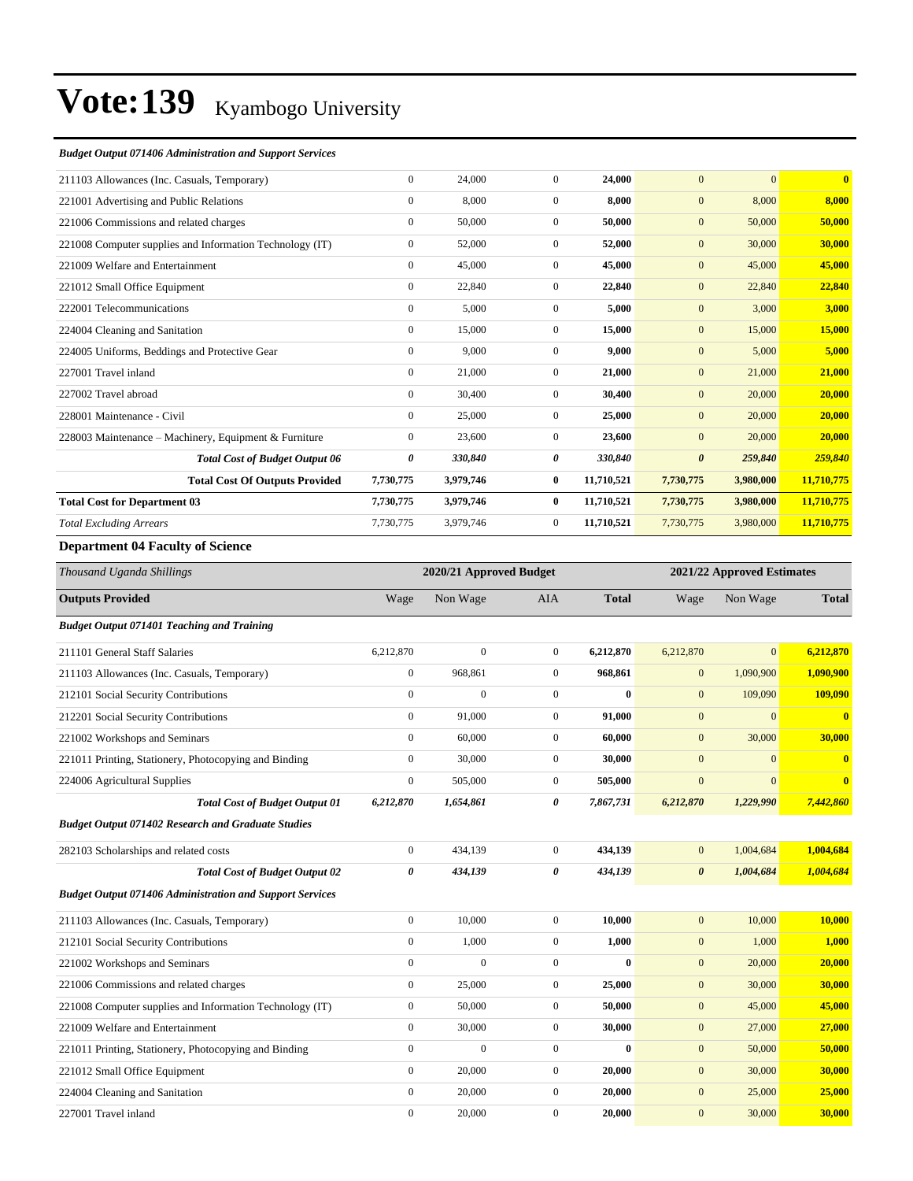# Vote:139 Kyambogo University

***Budget Output 071406 Administration and Support Services***

| | | | | | | | |
|---|---|---|---|---|---|---|---|
| 211103 Allowances (Inc. Casuals, Temporary) | 0 | 24,000 | 0 | **24,000** | 0 | 0 | **0** |
| 221001 Advertising and Public Relations | 0 | 8,000 | 0 | **8,000** | 0 | 8,000 | **8,000** |
| 221006 Commissions and related charges | 0 | 50,000 | 0 | **50,000** | 0 | 50,000 | **50,000** |
| 221008 Computer supplies and Information Technology (IT) | 0 | 52,000 | 0 | **52,000** | 0 | 30,000 | **30,000** |
| 221009 Welfare and Entertainment | 0 | 45,000 | 0 | **45,000** | 0 | 45,000 | **45,000** |
| 221012 Small Office Equipment | 0 | 22,840 | 0 | **22,840** | 0 | 22,840 | **22,840** |
| 222001 Telecommunications | 0 | 5,000 | 0 | **5,000** | 0 | 3,000 | **3,000** |
| 224004 Cleaning and Sanitation | 0 | 15,000 | 0 | **15,000** | 0 | 15,000 | **15,000** |
| 224005 Uniforms, Beddings and Protective Gear | 0 | 9,000 | 0 | **9,000** | 0 | 5,000 | **5,000** |
| 227001 Travel inland | 0 | 21,000 | 0 | **21,000** | 0 | 21,000 | **21,000** |
| 227002 Travel abroad | 0 | 30,400 | 0 | **30,400** | 0 | 20,000 | **20,000** |
| 228001 Maintenance - Civil | 0 | 25,000 | 0 | **25,000** | 0 | 20,000 | **20,000** |
| 228003 Maintenance – Machinery, Equipment & Furniture | 0 | 23,600 | 0 | **23,600** | 0 | 20,000 | **20,000** |
| ***Total Cost of Budget Output 06*** | ***0*** | ***330,840*** | ***0*** | ***330,840*** | ***0*** | ***259,840*** | ***259,840*** |
| **Total Cost Of Outputs Provided** | **7,730,775** | **3,979,746** | **0** | **11,710,521** | **7,730,775** | **3,980,000** | **11,710,775** |
| **Total Cost for Department 03** | **7,730,775** | **3,979,746** | **0** | **11,710,521** | **7,730,775** | **3,980,000** | **11,710,775** |
| *Total Excluding Arrears* | 7,730,775 | 3,979,746 | 0 | **11,710,521** | 7,730,775 | 3,980,000 | **11,710,775** |

### Department 04 Faculty of Science

| *Thousand Uganda Shillings* | 2020/21 Approved Budget | | | | 2021/22 Approved Estimates | | |
|---|---|---|---|---|---|---|---|
| **Outputs Provided** | Wage | Non Wage | AIA | **Total** | Wage | Non Wage | **Total** |
| ***Budget Output 071401 Teaching and Training*** | | | | | | | |
| 211101 General Staff Salaries | 6,212,870 | 0 | 0 | **6,212,870** | 6,212,870 | 0 | **6,212,870** |
| 211103 Allowances (Inc. Casuals, Temporary) | 0 | 968,861 | 0 | **968,861** | 0 | 1,090,900 | **1,090,900** |
| 212101 Social Security Contributions | 0 | 0 | 0 | **0** | 0 | 109,090 | **109,090** |
| 212201 Social Security Contributions | 0 | 91,000 | 0 | **91,000** | 0 | 0 | **0** |
| 221002 Workshops and Seminars | 0 | 60,000 | 0 | **60,000** | 0 | 30,000 | **30,000** |
| 221011 Printing, Stationery, Photocopying and Binding | 0 | 30,000 | 0 | **30,000** | 0 | 0 | **0** |
| 224006 Agricultural Supplies | 0 | 505,000 | 0 | **505,000** | 0 | 0 | **0** |
| ***Total Cost of Budget Output 01*** | ***6,212,870*** | ***1,654,861*** | ***0*** | ***7,867,731*** | ***6,212,870*** | ***1,229,990*** | ***7,442,860*** |
| ***Budget Output 071402 Research and Graduate Studies*** | | | | | | | |
| 282103 Scholarships and related costs | 0 | 434,139 | 0 | **434,139** | 0 | 1,004,684 | **1,004,684** |
| ***Total Cost of Budget Output 02*** | ***0*** | ***434,139*** | ***0*** | ***434,139*** | ***0*** | ***1,004,684*** | ***1,004,684*** |
| ***Budget Output 071406 Administration and Support Services*** | | | | | | | |
| 211103 Allowances (Inc. Casuals, Temporary) | 0 | 10,000 | 0 | **10,000** | 0 | 10,000 | **10,000** |
| 212101 Social Security Contributions | 0 | 1,000 | 0 | **1,000** | 0 | 1,000 | **1,000** |
| 221002 Workshops and Seminars | 0 | 0 | 0 | **0** | 0 | 20,000 | **20,000** |
| 221006 Commissions and related charges | 0 | 25,000 | 0 | **25,000** | 0 | 30,000 | **30,000** |
| 221008 Computer supplies and Information Technology (IT) | 0 | 50,000 | 0 | **50,000** | 0 | 45,000 | **45,000** |
| 221009 Welfare and Entertainment | 0 | 30,000 | 0 | **30,000** | 0 | 27,000 | **27,000** |
| 221011 Printing, Stationery, Photocopying and Binding | 0 | 0 | 0 | **0** | 0 | 50,000 | **50,000** |
| 221012 Small Office Equipment | 0 | 20,000 | 0 | **20,000** | 0 | 30,000 | **30,000** |
| 224004 Cleaning and Sanitation | 0 | 20,000 | 0 | **20,000** | 0 | 25,000 | **25,000** |
| 227001 Travel inland | 0 | 20,000 | 0 | **20,000** | 0 | 30,000 | **30,000** |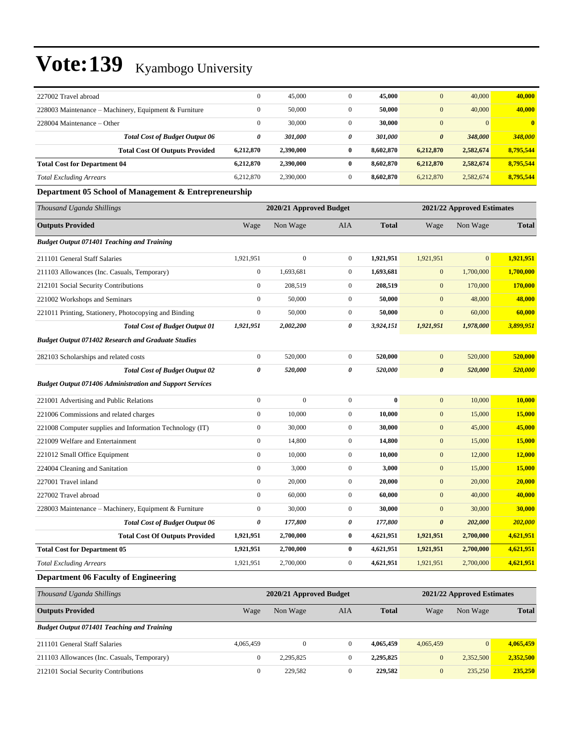# Vote:139 Kyambogo University

| | | | | | | | |
|---|---|---|---|---|---|---|---|
| 227002 Travel abroad | 0 | 45,000 | 0 | **45,000** | 0 | 40,000 | **40,000** |
| 228003 Maintenance – Machinery, Equipment & Furniture | 0 | 50,000 | 0 | **50,000** | 0 | 40,000 | **40,000** |
| 228004 Maintenance – Other | 0 | 30,000 | 0 | **30,000** | 0 | 0 | **0** |
| ***Total Cost of Budget Output 06*** | ***0*** | ***301,000*** | ***0*** | ***301,000*** | ***0*** | ***348,000*** | ***348,000*** |
| **Total Cost Of Outputs Provided** | **6,212,870** | **2,390,000** | **0** | **8,602,870** | **6,212,870** | **2,582,674** | **8,795,544** |
| **Total Cost for Department 04** | **6,212,870** | **2,390,000** | **0** | **8,602,870** | **6,212,870** | **2,582,674** | **8,795,544** |
| *Total Excluding Arrears* | 6,212,870 | 2,390,000 | 0 | **8,602,870** | 6,212,870 | 2,582,674 | **8,795,544** |

### Department 05 School of Management & Entrepreneurship

| *Thousand Uganda Shillings* | 2020/21 Approved Budget | | | | 2021/22 Approved Estimates | | |
|---|---|---|---|---|---|---|---|
| **Outputs Provided** | Wage | Non Wage | AIA | **Total** | Wage | Non Wage | **Total** |
| ***Budget Output 071401 Teaching and Training*** | | | | | | | |
| 211101 General Staff Salaries | 1,921,951 | 0 | 0 | **1,921,951** | 1,921,951 | 0 | **1,921,951** |
| 211103 Allowances (Inc. Casuals, Temporary) | 0 | 1,693,681 | 0 | **1,693,681** | 0 | 1,700,000 | **1,700,000** |
| 212101 Social Security Contributions | 0 | 208,519 | 0 | **208,519** | 0 | 170,000 | **170,000** |
| 221002 Workshops and Seminars | 0 | 50,000 | 0 | **50,000** | 0 | 48,000 | **48,000** |
| 221011 Printing, Stationery, Photocopying and Binding | 0 | 50,000 | 0 | **50,000** | 0 | 60,000 | **60,000** |
| ***Total Cost of Budget Output 01*** | ***1,921,951*** | ***2,002,200*** | ***0*** | ***3,924,151*** | ***1,921,951*** | ***1,978,000*** | ***3,899,951*** |
| ***Budget Output 071402 Research and Graduate Studies*** | | | | | | | |
| 282103 Scholarships and related costs | 0 | 520,000 | 0 | **520,000** | 0 | 520,000 | **520,000** |
| ***Total Cost of Budget Output 02*** | ***0*** | ***520,000*** | ***0*** | ***520,000*** | ***0*** | ***520,000*** | ***520,000*** |
| ***Budget Output 071406 Administration and Support Services*** | | | | | | | |
| 221001 Advertising and Public Relations | 0 | 0 | 0 | **0** | 0 | 10,000 | **10,000** |
| 221006 Commissions and related charges | 0 | 10,000 | 0 | **10,000** | 0 | 15,000 | **15,000** |
| 221008 Computer supplies and Information Technology (IT) | 0 | 30,000 | 0 | **30,000** | 0 | 45,000 | **45,000** |
| 221009 Welfare and Entertainment | 0 | 14,800 | 0 | **14,800** | 0 | 15,000 | **15,000** |
| 221012 Small Office Equipment | 0 | 10,000 | 0 | **10,000** | 0 | 12,000 | **12,000** |
| 224004 Cleaning and Sanitation | 0 | 3,000 | 0 | **3,000** | 0 | 15,000 | **15,000** |
| 227001 Travel inland | 0 | 20,000 | 0 | **20,000** | 0 | 20,000 | **20,000** |
| 227002 Travel abroad | 0 | 60,000 | 0 | **60,000** | 0 | 40,000 | **40,000** |
| 228003 Maintenance – Machinery, Equipment & Furniture | 0 | 30,000 | 0 | **30,000** | 0 | 30,000 | **30,000** |
| ***Total Cost of Budget Output 06*** | ***0*** | ***177,800*** | ***0*** | ***177,800*** | ***0*** | ***202,000*** | ***202,000*** |
| **Total Cost Of Outputs Provided** | **1,921,951** | **2,700,000** | **0** | **4,621,951** | **1,921,951** | **2,700,000** | **4,621,951** |
| **Total Cost for Department 05** | **1,921,951** | **2,700,000** | **0** | **4,621,951** | **1,921,951** | **2,700,000** | **4,621,951** |
| *Total Excluding Arrears* | 1,921,951 | 2,700,000 | 0 | **4,621,951** | 1,921,951 | 2,700,000 | **4,621,951** |

### Department 06 Faculty of Engineering

| *Thousand Uganda Shillings* | 2020/21 Approved Budget | | | | 2021/22 Approved Estimates | | |
|---|---|---|---|---|---|---|---|
| **Outputs Provided** | Wage | Non Wage | AIA | **Total** | Wage | Non Wage | **Total** |
| ***Budget Output 071401 Teaching and Training*** | | | | | | | |
| 211101 General Staff Salaries | 4,065,459 | 0 | 0 | **4,065,459** | 4,065,459 | 0 | **4,065,459** |
| 211103 Allowances (Inc. Casuals, Temporary) | 0 | 2,295,825 | 0 | **2,295,825** | 0 | 2,352,500 | **2,352,500** |
| 212101 Social Security Contributions | 0 | 229,582 | 0 | **229,582** | 0 | 235,250 | **235,250** |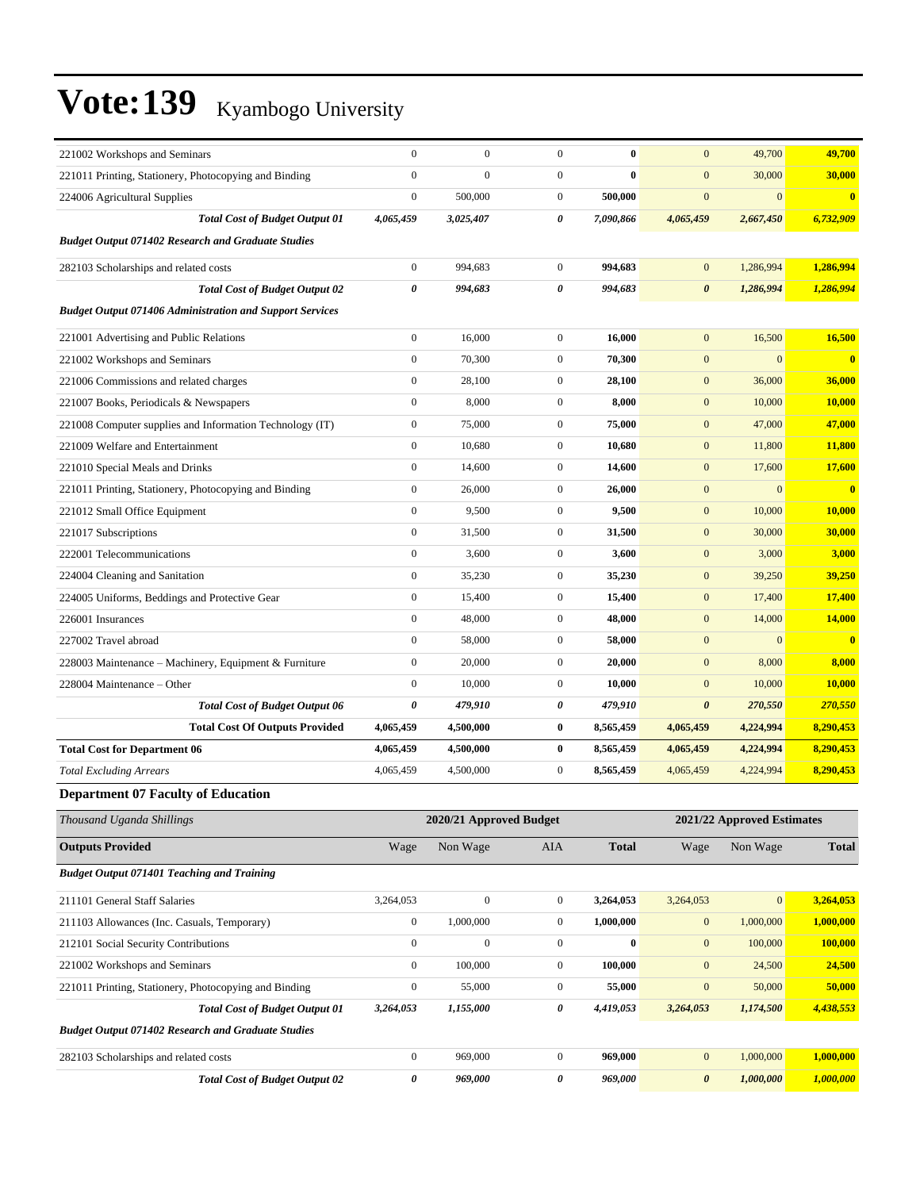| | | | | | | | |
|---|---|---|---|---|---|---|---|
| 221002 Workshops and Seminars | 0 | 0 | 0 | **0** | 0 | 49,700 | **49,700** |
| 221011 Printing, Stationery, Photocopying and Binding | 0 | 0 | 0 | **0** | 0 | 30,000 | **30,000** |
| 224006 Agricultural Supplies | 0 | 500,000 | 0 | **500,000** | 0 | 0 | **0** |
| ***Total Cost of Budget Output 01*** | ***4,065,459*** | ***3,025,407*** | ***0*** | ***7,090,866*** | ***4,065,459*** | ***2,667,450*** | ***6,732,909*** |
| ***Budget Output 071402 Research and Graduate Studies*** | | | | | | | |
| 282103 Scholarships and related costs | 0 | 994,683 | 0 | **994,683** | 0 | 1,286,994 | **1,286,994** |
| ***Total Cost of Budget Output 02*** | ***0*** | ***994,683*** | ***0*** | ***994,683*** | ***0*** | ***1,286,994*** | ***1,286,994*** |
| ***Budget Output 071406 Administration and Support Services*** | | | | | | | |
| 221001 Advertising and Public Relations | 0 | 16,000 | 0 | **16,000** | 0 | 16,500 | **16,500** |
| 221002 Workshops and Seminars | 0 | 70,300 | 0 | **70,300** | 0 | 0 | **0** |
| 221006 Commissions and related charges | 0 | 28,100 | 0 | **28,100** | 0 | 36,000 | **36,000** |
| 221007 Books, Periodicals & Newspapers | 0 | 8,000 | 0 | **8,000** | 0 | 10,000 | **10,000** |
| 221008 Computer supplies and Information Technology (IT) | 0 | 75,000 | 0 | **75,000** | 0 | 47,000 | **47,000** |
| 221009 Welfare and Entertainment | 0 | 10,680 | 0 | **10,680** | 0 | 11,800 | **11,800** |
| 221010 Special Meals and Drinks | 0 | 14,600 | 0 | **14,600** | 0 | 17,600 | **17,600** |
| 221011 Printing, Stationery, Photocopying and Binding | 0 | 26,000 | 0 | **26,000** | 0 | 0 | **0** |
| 221012 Small Office Equipment | 0 | 9,500 | 0 | **9,500** | 0 | 10,000 | **10,000** |
| 221017 Subscriptions | 0 | 31,500 | 0 | **31,500** | 0 | 30,000 | **30,000** |
| 222001 Telecommunications | 0 | 3,600 | 0 | **3,600** | 0 | 3,000 | **3,000** |
| 224004 Cleaning and Sanitation | 0 | 35,230 | 0 | **35,230** | 0 | 39,250 | **39,250** |
| 224005 Uniforms, Beddings and Protective Gear | 0 | 15,400 | 0 | **15,400** | 0 | 17,400 | **17,400** |
| 226001 Insurances | 0 | 48,000 | 0 | **48,000** | 0 | 14,000 | **14,000** |
| 227002 Travel abroad | 0 | 58,000 | 0 | **58,000** | 0 | 0 | **0** |
| 228003 Maintenance – Machinery, Equipment & Furniture | 0 | 20,000 | 0 | **20,000** | 0 | 8,000 | **8,000** |
| 228004 Maintenance – Other | 0 | 10,000 | 0 | **10,000** | 0 | 10,000 | **10,000** |
| ***Total Cost of Budget Output 06*** | ***0*** | ***479,910*** | ***0*** | ***479,910*** | ***0*** | ***270,550*** | ***270,550*** |
| **Total Cost Of Outputs Provided** | **4,065,459** | **4,500,000** | **0** | **8,565,459** | **4,065,459** | **4,224,994** | **8,290,453** |
| **Total Cost for Department 06** | **4,065,459** | **4,500,000** | **0** | **8,565,459** | **4,065,459** | **4,224,994** | **8,290,453** |
| *Total Excluding Arrears* | 4,065,459 | 4,500,000 | 0 | **8,565,459** | 4,065,459 | 4,224,994 | **8,290,453** |

### Department 07 Faculty of Education

| *Thousand Uganda Shillings* | 2020/21 Approved Budget | | | | 2021/22 Approved Estimates | | |
|---|---|---|---|---|---|---|---|
| **Outputs Provided** | Wage | Non Wage | AIA | **Total** | Wage | Non Wage | **Total** |
| ***Budget Output 071401 Teaching and Training*** | | | | | | | |
| 211101 General Staff Salaries | 3,264,053 | 0 | 0 | **3,264,053** | 3,264,053 | 0 | **3,264,053** |
| 211103 Allowances (Inc. Casuals, Temporary) | 0 | 1,000,000 | 0 | **1,000,000** | 0 | 1,000,000 | **1,000,000** |
| 212101 Social Security Contributions | 0 | 0 | 0 | **0** | 0 | 100,000 | **100,000** |
| 221002 Workshops and Seminars | 0 | 100,000 | 0 | **100,000** | 0 | 24,500 | **24,500** |
| 221011 Printing, Stationery, Photocopying and Binding | 0 | 55,000 | 0 | **55,000** | 0 | 50,000 | **50,000** |
| ***Total Cost of Budget Output 01*** | ***3,264,053*** | ***1,155,000*** | ***0*** | ***4,419,053*** | ***3,264,053*** | ***1,174,500*** | ***4,438,553*** |
| ***Budget Output 071402 Research and Graduate Studies*** | | | | | | | |
| 282103 Scholarships and related costs | 0 | 969,000 | 0 | **969,000** | 0 | 1,000,000 | **1,000,000** |
| ***Total Cost of Budget Output 02*** | ***0*** | ***969,000*** | ***0*** | ***969,000*** | ***0*** | ***1,000,000*** | ***1,000,000*** |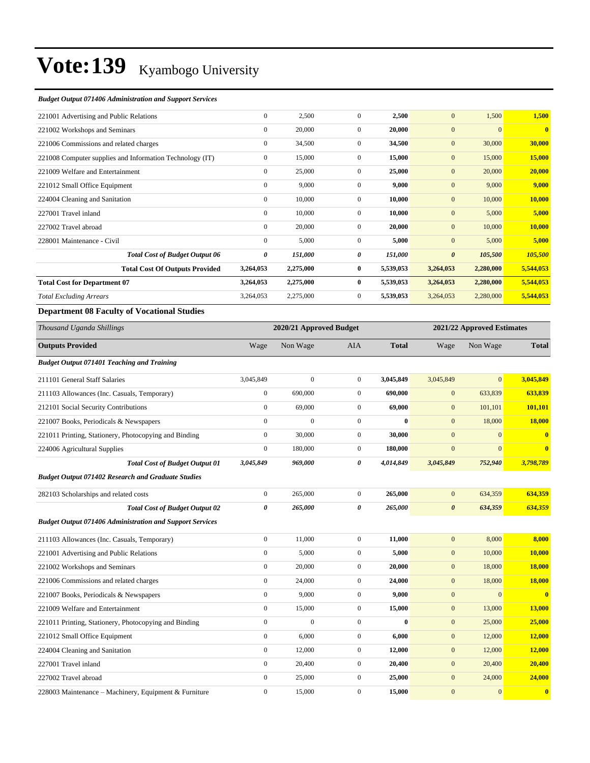# Vote:139 Kyambogo University

***Budget Output 071406 Administration and Support Services***

| | | | | | | | |
|---|---|---|---|---|---|---|---|
| 221001 Advertising and Public Relations | 0 | 2,500 | 0 | **2,500** | 0 | 1,500 | **1,500** |
| 221002 Workshops and Seminars | 0 | 20,000 | 0 | **20,000** | 0 | 0 | **0** |
| 221006 Commissions and related charges | 0 | 34,500 | 0 | **34,500** | 0 | 30,000 | **30,000** |
| 221008 Computer supplies and Information Technology (IT) | 0 | 15,000 | 0 | **15,000** | 0 | 15,000 | **15,000** |
| 221009 Welfare and Entertainment | 0 | 25,000 | 0 | **25,000** | 0 | 20,000 | **20,000** |
| 221012 Small Office Equipment | 0 | 9,000 | 0 | **9,000** | 0 | 9,000 | **9,000** |
| 224004 Cleaning and Sanitation | 0 | 10,000 | 0 | **10,000** | 0 | 10,000 | **10,000** |
| 227001 Travel inland | 0 | 10,000 | 0 | **10,000** | 0 | 5,000 | **5,000** |
| 227002 Travel abroad | 0 | 20,000 | 0 | **20,000** | 0 | 10,000 | **10,000** |
| 228001 Maintenance - Civil | 0 | 5,000 | 0 | **5,000** | 0 | 5,000 | **5,000** |
| ***Total Cost of Budget Output 06*** | ***0*** | ***151,000*** | ***0*** | ***151,000*** | ***0*** | ***105,500*** | ***105,500*** |
| **Total Cost Of Outputs Provided** | **3,264,053** | **2,275,000** | **0** | **5,539,053** | **3,264,053** | **2,280,000** | **5,544,053** |
| **Total Cost for Department 07** | **3,264,053** | **2,275,000** | **0** | **5,539,053** | **3,264,053** | **2,280,000** | **5,544,053** |
| *Total Excluding Arrears* | 3,264,053 | 2,275,000 | 0 | 5,539,053 | 3,264,053 | 2,280,000 | 5,544,053 |

### Department 08 Faculty of Vocational Studies

| *Thousand Uganda Shillings* | 2020/21 Approved Budget | | | | 2021/22 Approved Estimates | | |
|---|---|---|---|---|---|---|---|
| **Outputs Provided** | Wage | Non Wage | AIA | **Total** | Wage | Non Wage | **Total** |
| ***Budget Output 071401 Teaching and Training*** | | | | | | | |
| 211101 General Staff Salaries | 3,045,849 | 0 | 0 | **3,045,849** | 3,045,849 | 0 | **3,045,849** |
| 211103 Allowances (Inc. Casuals, Temporary) | 0 | 690,000 | 0 | **690,000** | 0 | 633,839 | **633,839** |
| 212101 Social Security Contributions | 0 | 69,000 | 0 | **69,000** | 0 | 101,101 | **101,101** |
| 221007 Books, Periodicals & Newspapers | 0 | 0 | 0 | **0** | 0 | 18,000 | **18,000** |
| 221011 Printing, Stationery, Photocopying and Binding | 0 | 30,000 | 0 | **30,000** | 0 | 0 | **0** |
| 224006 Agricultural Supplies | 0 | 180,000 | 0 | **180,000** | 0 | 0 | **0** |
| ***Total Cost of Budget Output 01*** | ***3,045,849*** | ***969,000*** | ***0*** | ***4,014,849*** | ***3,045,849*** | ***752,940*** | ***3,798,789*** |
| ***Budget Output 071402 Research and Graduate Studies*** | | | | | | | |
| 282103 Scholarships and related costs | 0 | 265,000 | 0 | **265,000** | 0 | 634,359 | **634,359** |
| ***Total Cost of Budget Output 02*** | ***0*** | ***265,000*** | ***0*** | ***265,000*** | ***0*** | ***634,359*** | ***634,359*** |
| ***Budget Output 071406 Administration and Support Services*** | | | | | | | |
| 211103 Allowances (Inc. Casuals, Temporary) | 0 | 11,000 | 0 | **11,000** | 0 | 8,000 | **8,000** |
| 221001 Advertising and Public Relations | 0 | 5,000 | 0 | **5,000** | 0 | 10,000 | **10,000** |
| 221002 Workshops and Seminars | 0 | 20,000 | 0 | **20,000** | 0 | 18,000 | **18,000** |
| 221006 Commissions and related charges | 0 | 24,000 | 0 | **24,000** | 0 | 18,000 | **18,000** |
| 221007 Books, Periodicals & Newspapers | 0 | 9,000 | 0 | **9,000** | 0 | 0 | **0** |
| 221009 Welfare and Entertainment | 0 | 15,000 | 0 | **15,000** | 0 | 13,000 | **13,000** |
| 221011 Printing, Stationery, Photocopying and Binding | 0 | 0 | 0 | **0** | 0 | 25,000 | **25,000** |
| 221012 Small Office Equipment | 0 | 6,000 | 0 | **6,000** | 0 | 12,000 | **12,000** |
| 224004 Cleaning and Sanitation | 0 | 12,000 | 0 | **12,000** | 0 | 12,000 | **12,000** |
| 227001 Travel inland | 0 | 20,400 | 0 | **20,400** | 0 | 20,400 | **20,400** |
| 227002 Travel abroad | 0 | 25,000 | 0 | **25,000** | 0 | 24,000 | **24,000** |
| 228003 Maintenance – Machinery, Equipment & Furniture | 0 | 15,000 | 0 | **15,000** | 0 | 0 | **0** |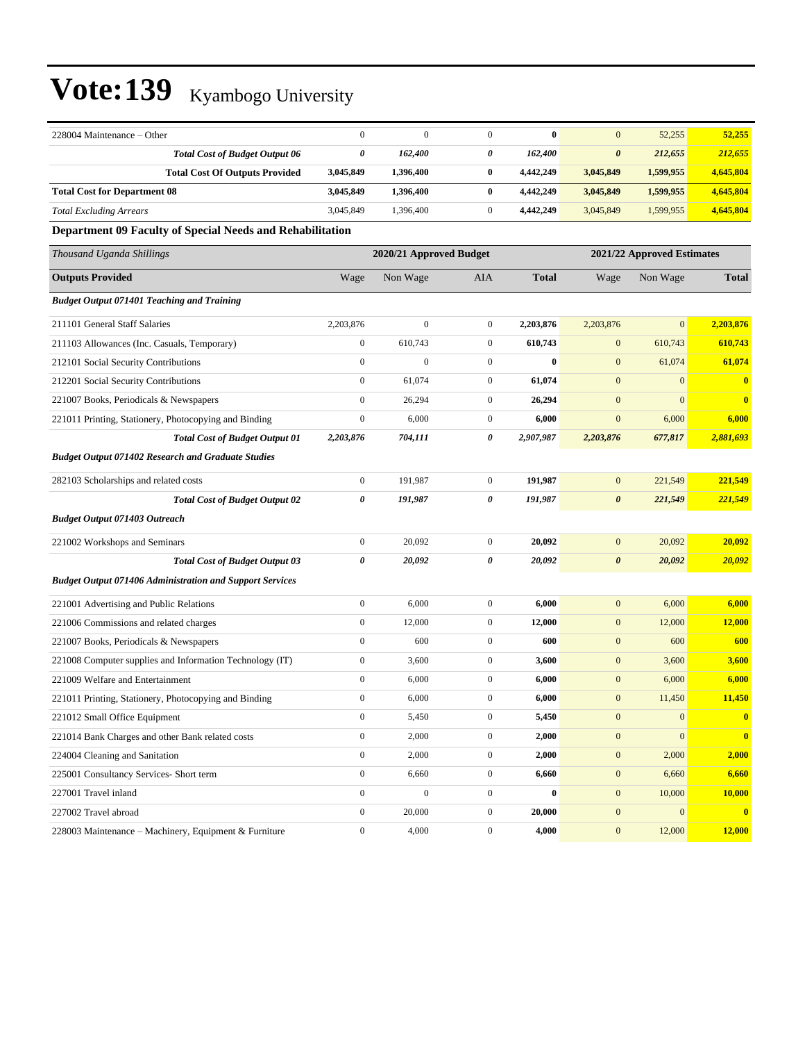| | | | | | | | |
|---|---|---|---|---|---|---|---|
| 228004 Maintenance – Other | 0 | 0 | 0 | **0** | 0 | 52,255 | **52,255** |
| ***Total Cost of Budget Output 06*** | ***0*** | ***162,400*** | ***0*** | ***162,400*** | ***0*** | ***212,655*** | ***212,655*** |
| **Total Cost Of Outputs Provided** | **3,045,849** | **1,396,400** | **0** | **4,442,249** | **3,045,849** | **1,599,955** | **4,645,804** |
| **Total Cost for Department 08** | **3,045,849** | **1,396,400** | **0** | **4,442,249** | **3,045,849** | **1,599,955** | **4,645,804** |
| *Total Excluding Arrears* | 3,045,849 | 1,396,400 | 0 | **4,442,249** | 3,045,849 | 1,599,955 | **4,645,804** |

**Department 09 Faculty of Special Needs and Rehabilitation**

| *Thousand Uganda Shillings* | 2020/21 Approved Budget | | | | 2021/22 Approved Estimates | | |
|---|---|---|---|---|---|---|---|
| **Outputs Provided** | Wage | Non Wage | AIA | **Total** | Wage | Non Wage | **Total** |
| ***Budget Output 071401 Teaching and Training*** | | | | | | | |
| 211101 General Staff Salaries | 2,203,876 | 0 | 0 | **2,203,876** | 2,203,876 | 0 | **2,203,876** |
| 211103 Allowances (Inc. Casuals, Temporary) | 0 | 610,743 | 0 | **610,743** | 0 | 610,743 | **610,743** |
| 212101 Social Security Contributions | 0 | 0 | 0 | **0** | 0 | 61,074 | **61,074** |
| 212201 Social Security Contributions | 0 | 61,074 | 0 | **61,074** | 0 | 0 | **0** |
| 221007 Books, Periodicals & Newspapers | 0 | 26,294 | 0 | **26,294** | 0 | 0 | **0** |
| 221011 Printing, Stationery, Photocopying and Binding | 0 | 6,000 | 0 | **6,000** | 0 | 6,000 | **6,000** |
| ***Total Cost of Budget Output 01*** | ***2,203,876*** | ***704,111*** | ***0*** | ***2,907,987*** | ***2,203,876*** | ***677,817*** | ***2,881,693*** |
| ***Budget Output 071402 Research and Graduate Studies*** | | | | | | | |
| 282103 Scholarships and related costs | 0 | 191,987 | 0 | **191,987** | 0 | 221,549 | **221,549** |
| ***Total Cost of Budget Output 02*** | ***0*** | ***191,987*** | ***0*** | ***191,987*** | ***0*** | ***221,549*** | ***221,549*** |
| ***Budget Output 071403 Outreach*** | | | | | | | |
| 221002 Workshops and Seminars | 0 | 20,092 | 0 | **20,092** | 0 | 20,092 | **20,092** |
| ***Total Cost of Budget Output 03*** | ***0*** | ***20,092*** | ***0*** | ***20,092*** | ***0*** | ***20,092*** | ***20,092*** |
| ***Budget Output 071406 Administration and Support Services*** | | | | | | | |
| 221001 Advertising and Public Relations | 0 | 6,000 | 0 | **6,000** | 0 | 6,000 | **6,000** |
| 221006 Commissions and related charges | 0 | 12,000 | 0 | **12,000** | 0 | 12,000 | **12,000** |
| 221007 Books, Periodicals & Newspapers | 0 | 600 | 0 | **600** | 0 | 600 | **600** |
| 221008 Computer supplies and Information Technology (IT) | 0 | 3,600 | 0 | **3,600** | 0 | 3,600 | **3,600** |
| 221009 Welfare and Entertainment | 0 | 6,000 | 0 | **6,000** | 0 | 6,000 | **6,000** |
| 221011 Printing, Stationery, Photocopying and Binding | 0 | 6,000 | 0 | **6,000** | 0 | 11,450 | **11,450** |
| 221012 Small Office Equipment | 0 | 5,450 | 0 | **5,450** | 0 | 0 | **0** |
| 221014 Bank Charges and other Bank related costs | 0 | 2,000 | 0 | **2,000** | 0 | 0 | **0** |
| 224004 Cleaning and Sanitation | 0 | 2,000 | 0 | **2,000** | 0 | 2,000 | **2,000** |
| 225001 Consultancy Services- Short term | 0 | 6,660 | 0 | **6,660** | 0 | 6,660 | **6,660** |
| 227001 Travel inland | 0 | 0 | 0 | **0** | 0 | 10,000 | **10,000** |
| 227002 Travel abroad | 0 | 20,000 | 0 | **20,000** | 0 | 0 | **0** |
| 228003 Maintenance – Machinery, Equipment & Furniture | 0 | 4,000 | 0 | **4,000** | 0 | 12,000 | **12,000** |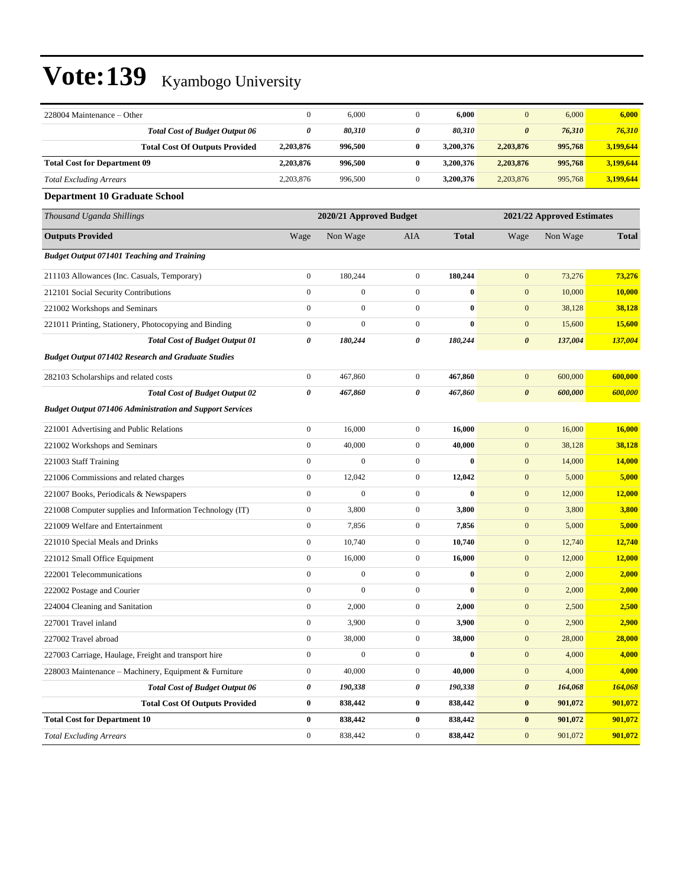# Vote:139 Kyambogo University

| | | | | | | | |
|---|---|---|---|---|---|---|---|
| 228004 Maintenance – Other | 0 | 6,000 | 0 | **6,000** | 0 | 6,000 | **6,000** |
| ***Total Cost of Budget Output 06*** | ***0*** | ***80,310*** | ***0*** | ***80,310*** | ***0*** | ***76,310*** | ***76,310*** |
| **Total Cost Of Outputs Provided** | **2,203,876** | **996,500** | **0** | **3,200,376** | **2,203,876** | **995,768** | **3,199,644** |
| **Total Cost for Department 09** | **2,203,876** | **996,500** | **0** | **3,200,376** | **2,203,876** | **995,768** | **3,199,644** |
| *Total Excluding Arrears* | 2,203,876 | 996,500 | 0 | **3,200,376** | 2,203,876 | 995,768 | **3,199,644** |

### Department 10 Graduate School

| *Thousand Uganda Shillings* | 2020/21 Approved Budget | | | | 2021/22 Approved Estimates | | |
|---|---|---|---|---|---|---|---|
| **Outputs Provided** | Wage | Non Wage | AIA | **Total** | Wage | Non Wage | **Total** |
| ***Budget Output 071401 Teaching and Training*** | | | | | | | |
| 211103 Allowances (Inc. Casuals, Temporary) | 0 | 180,244 | 0 | **180,244** | 0 | 73,276 | **73,276** |
| 212101 Social Security Contributions | 0 | 0 | 0 | **0** | 0 | 10,000 | **10,000** |
| 221002 Workshops and Seminars | 0 | 0 | 0 | **0** | 0 | 38,128 | **38,128** |
| 221011 Printing, Stationery, Photocopying and Binding | 0 | 0 | 0 | **0** | 0 | 15,600 | **15,600** |
| ***Total Cost of Budget Output 01*** | ***0*** | ***180,244*** | ***0*** | ***180,244*** | ***0*** | ***137,004*** | ***137,004*** |
| ***Budget Output 071402 Research and Graduate Studies*** | | | | | | | |
| 282103 Scholarships and related costs | 0 | 467,860 | 0 | **467,860** | 0 | 600,000 | **600,000** |
| ***Total Cost of Budget Output 02*** | ***0*** | ***467,860*** | ***0*** | ***467,860*** | ***0*** | ***600,000*** | ***600,000*** |
| ***Budget Output 071406 Administration and Support Services*** | | | | | | | |
| 221001 Advertising and Public Relations | 0 | 16,000 | 0 | **16,000** | 0 | 16,000 | **16,000** |
| 221002 Workshops and Seminars | 0 | 40,000 | 0 | **40,000** | 0 | 38,128 | **38,128** |
| 221003 Staff Training | 0 | 0 | 0 | **0** | 0 | 14,000 | **14,000** |
| 221006 Commissions and related charges | 0 | 12,042 | 0 | **12,042** | 0 | 5,000 | **5,000** |
| 221007 Books, Periodicals & Newspapers | 0 | 0 | 0 | **0** | 0 | 12,000 | **12,000** |
| 221008 Computer supplies and Information Technology (IT) | 0 | 3,800 | 0 | **3,800** | 0 | 3,800 | **3,800** |
| 221009 Welfare and Entertainment | 0 | 7,856 | 0 | **7,856** | 0 | 5,000 | **5,000** |
| 221010 Special Meals and Drinks | 0 | 10,740 | 0 | **10,740** | 0 | 12,740 | **12,740** |
| 221012 Small Office Equipment | 0 | 16,000 | 0 | **16,000** | 0 | 12,000 | **12,000** |
| 222001 Telecommunications | 0 | 0 | 0 | **0** | 0 | 2,000 | **2,000** |
| 222002 Postage and Courier | 0 | 0 | 0 | **0** | 0 | 2,000 | **2,000** |
| 224004 Cleaning and Sanitation | 0 | 2,000 | 0 | **2,000** | 0 | 2,500 | **2,500** |
| 227001 Travel inland | 0 | 3,900 | 0 | **3,900** | 0 | 2,900 | **2,900** |
| 227002 Travel abroad | 0 | 38,000 | 0 | **38,000** | 0 | 28,000 | **28,000** |
| 227003 Carriage, Haulage, Freight and transport hire | 0 | 0 | 0 | **0** | 0 | 4,000 | **4,000** |
| 228003 Maintenance – Machinery, Equipment & Furniture | 0 | 40,000 | 0 | **40,000** | 0 | 4,000 | **4,000** |
| ***Total Cost of Budget Output 06*** | ***0*** | ***190,338*** | ***0*** | ***190,338*** | ***0*** | ***164,068*** | ***164,068*** |
| **Total Cost Of Outputs Provided** | **0** | **838,442** | **0** | **838,442** | **0** | **901,072** | **901,072** |
| **Total Cost for Department 10** | **0** | **838,442** | **0** | **838,442** | **0** | **901,072** | **901,072** |
| *Total Excluding Arrears* | 0 | 838,442 | 0 | **838,442** | 0 | 901,072 | **901,072** |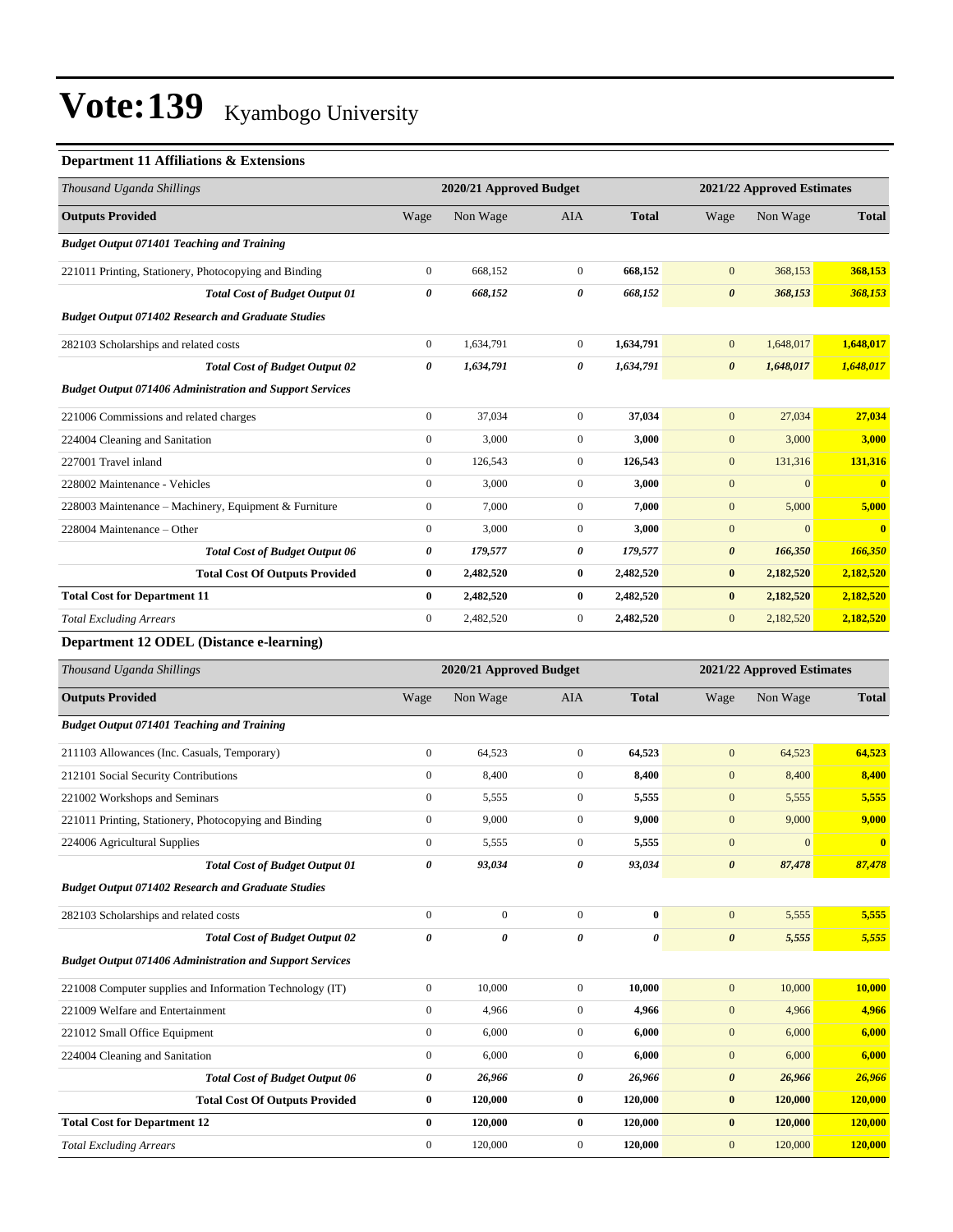# Vote:139 Kyambogo University

**Department 11 Affiliations & Extensions**

| *Thousand Uganda Shillings* | 2020/21 Approved Budget | | | | 2021/22 Approved Estimates | | |
|---|---|---|---|---|---|---|---|
| **Outputs Provided** | Wage | Non Wage | AIA | **Total** | Wage | Non Wage | **Total** |
| ***Budget Output 071401 Teaching and Training*** | | | | | | | |
| 221011 Printing, Stationery, Photocopying and Binding | 0 | 668,152 | 0 | **668,152** | 0 | 368,153 | **368,153** |
| ***Total Cost of Budget Output 01*** | ***0*** | ***668,152*** | ***0*** | ***668,152*** | ***0*** | ***368,153*** | ***368,153*** |
| ***Budget Output 071402 Research and Graduate Studies*** | | | | | | | |
| 282103 Scholarships and related costs | 0 | 1,634,791 | 0 | **1,634,791** | 0 | 1,648,017 | **1,648,017** |
| ***Total Cost of Budget Output 02*** | ***0*** | ***1,634,791*** | ***0*** | ***1,634,791*** | ***0*** | ***1,648,017*** | ***1,648,017*** |
| ***Budget Output 071406 Administration and Support Services*** | | | | | | | |
| 221006 Commissions and related charges | 0 | 37,034 | 0 | **37,034** | 0 | 27,034 | **27,034** |
| 224004 Cleaning and Sanitation | 0 | 3,000 | 0 | **3,000** | 0 | 3,000 | **3,000** |
| 227001 Travel inland | 0 | 126,543 | 0 | **126,543** | 0 | 131,316 | **131,316** |
| 228002 Maintenance - Vehicles | 0 | 3,000 | 0 | **3,000** | 0 | 0 | **0** |
| 228003 Maintenance – Machinery, Equipment & Furniture | 0 | 7,000 | 0 | **7,000** | 0 | 5,000 | **5,000** |
| 228004 Maintenance – Other | 0 | 3,000 | 0 | **3,000** | 0 | 0 | **0** |
| ***Total Cost of Budget Output 06*** | ***0*** | ***179,577*** | ***0*** | ***179,577*** | ***0*** | ***166,350*** | ***166,350*** |
| **Total Cost Of Outputs Provided** | **0** | **2,482,520** | **0** | **2,482,520** | **0** | **2,182,520** | **2,182,520** |
| **Total Cost for Department 11** | **0** | **2,482,520** | **0** | **2,482,520** | **0** | **2,182,520** | **2,182,520** |
| *Total Excluding Arrears* | 0 | 2,482,520 | 0 | 2,482,520 | 0 | 2,182,520 | **2,182,520** |

**Department 12 ODEL (Distance e-learning)**

| *Thousand Uganda Shillings* | 2020/21 Approved Budget | | | | 2021/22 Approved Estimates | | |
|---|---|---|---|---|---|---|---|
| **Outputs Provided** | Wage | Non Wage | AIA | **Total** | Wage | Non Wage | **Total** |
| ***Budget Output 071401 Teaching and Training*** | | | | | | | |
| 211103 Allowances (Inc. Casuals, Temporary) | 0 | 64,523 | 0 | **64,523** | 0 | 64,523 | **64,523** |
| 212101 Social Security Contributions | 0 | 8,400 | 0 | **8,400** | 0 | 8,400 | **8,400** |
| 221002 Workshops and Seminars | 0 | 5,555 | 0 | **5,555** | 0 | 5,555 | **5,555** |
| 221011 Printing, Stationery, Photocopying and Binding | 0 | 9,000 | 0 | **9,000** | 0 | 9,000 | **9,000** |
| 224006 Agricultural Supplies | 0 | 5,555 | 0 | **5,555** | 0 | 0 | **0** |
| ***Total Cost of Budget Output 01*** | ***0*** | ***93,034*** | ***0*** | ***93,034*** | ***0*** | ***87,478*** | ***87,478*** |
| ***Budget Output 071402 Research and Graduate Studies*** | | | | | | | |
| 282103 Scholarships and related costs | 0 | 0 | 0 | **0** | 0 | 5,555 | **5,555** |
| ***Total Cost of Budget Output 02*** | ***0*** | ***0*** | ***0*** | ***0*** | ***0*** | ***5,555*** | ***5,555*** |
| ***Budget Output 071406 Administration and Support Services*** | | | | | | | |
| 221008 Computer supplies and Information Technology (IT) | 0 | 10,000 | 0 | **10,000** | 0 | 10,000 | **10,000** |
| 221009 Welfare and Entertainment | 0 | 4,966 | 0 | **4,966** | 0 | 4,966 | **4,966** |
| 221012 Small Office Equipment | 0 | 6,000 | 0 | **6,000** | 0 | 6,000 | **6,000** |
| 224004 Cleaning and Sanitation | 0 | 6,000 | 0 | **6,000** | 0 | 6,000 | **6,000** |
| ***Total Cost of Budget Output 06*** | ***0*** | ***26,966*** | ***0*** | ***26,966*** | ***0*** | ***26,966*** | ***26,966*** |
| **Total Cost Of Outputs Provided** | **0** | **120,000** | **0** | **120,000** | **0** | **120,000** | **120,000** |
| **Total Cost for Department 12** | **0** | **120,000** | **0** | **120,000** | **0** | **120,000** | **120,000** |
| *Total Excluding Arrears* | 0 | 120,000 | 0 | 120,000 | 0 | 120,000 | **120,000** |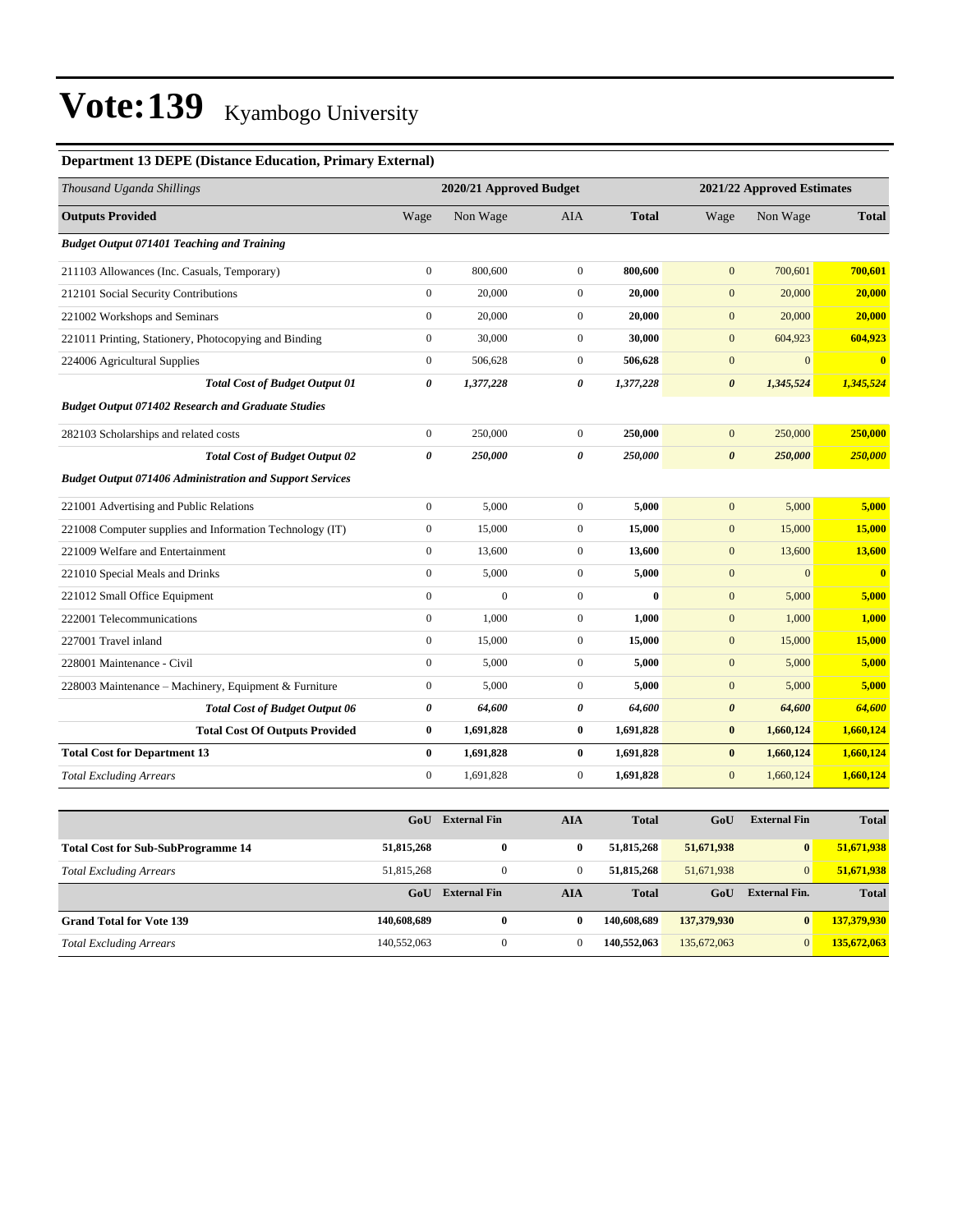# Vote:139 Kyambogo University

### Department 13 DEPE (Distance Education, Primary External)

| *Thousand Uganda Shillings* | 2020/21 Approved Budget | | | | 2021/22 Approved Estimates | | |
|---|---|---|---|---|---|---|---|
| **Outputs Provided** | Wage | Non Wage | AIA | **Total** | Wage | Non Wage | **Total** |
| ***Budget Output 071401 Teaching and Training*** | | | | | | | |
| 211103 Allowances (Inc. Casuals, Temporary) | 0 | 800,600 | 0 | **800,600** | 0 | 700,601 | **700,601** |
| 212101 Social Security Contributions | 0 | 20,000 | 0 | **20,000** | 0 | 20,000 | **20,000** |
| 221002 Workshops and Seminars | 0 | 20,000 | 0 | **20,000** | 0 | 20,000 | **20,000** |
| 221011 Printing, Stationery, Photocopying and Binding | 0 | 30,000 | 0 | **30,000** | 0 | 604,923 | **604,923** |
| 224006 Agricultural Supplies | 0 | 506,628 | 0 | **506,628** | 0 | 0 | **0** |
| ***Total Cost of Budget Output 01*** | ***0*** | ***1,377,228*** | ***0*** | ***1,377,228*** | ***0*** | ***1,345,524*** | ***1,345,524*** |
| ***Budget Output 071402 Research and Graduate Studies*** | | | | | | | |
| 282103 Scholarships and related costs | 0 | 250,000 | 0 | **250,000** | 0 | 250,000 | **250,000** |
| ***Total Cost of Budget Output 02*** | ***0*** | ***250,000*** | ***0*** | ***250,000*** | ***0*** | ***250,000*** | ***250,000*** |
| ***Budget Output 071406 Administration and Support Services*** | | | | | | | |
| 221001 Advertising and Public Relations | 0 | 5,000 | 0 | **5,000** | 0 | 5,000 | **5,000** |
| 221008 Computer supplies and Information Technology (IT) | 0 | 15,000 | 0 | **15,000** | 0 | 15,000 | **15,000** |
| 221009 Welfare and Entertainment | 0 | 13,600 | 0 | **13,600** | 0 | 13,600 | **13,600** |
| 221010 Special Meals and Drinks | 0 | 5,000 | 0 | **5,000** | 0 | 0 | **0** |
| 221012 Small Office Equipment | 0 | 0 | 0 | **0** | 0 | 5,000 | **5,000** |
| 222001 Telecommunications | 0 | 1,000 | 0 | **1,000** | 0 | 1,000 | **1,000** |
| 227001 Travel inland | 0 | 15,000 | 0 | **15,000** | 0 | 15,000 | **15,000** |
| 228001 Maintenance - Civil | 0 | 5,000 | 0 | **5,000** | 0 | 5,000 | **5,000** |
| 228003 Maintenance – Machinery, Equipment & Furniture | 0 | 5,000 | 0 | **5,000** | 0 | 5,000 | **5,000** |
| ***Total Cost of Budget Output 06*** | ***0*** | ***64,600*** | ***0*** | ***64,600*** | ***0*** | ***64,600*** | ***64,600*** |
| **Total Cost Of Outputs Provided** | **0** | **1,691,828** | **0** | **1,691,828** | **0** | **1,660,124** | **1,660,124** |
| **Total Cost for Department 13** | **0** | **1,691,828** | **0** | **1,691,828** | **0** | **1,660,124** | **1,660,124** |
| *Total Excluding Arrears* | 0 | 1,691,828 | 0 | **1,691,828** | 0 | 1,660,124 | **1,660,124** |

| | GoU | External Fin | AIA | Total | GoU | External Fin | Total |
|---|---|---|---|---|---|---|---|
| **Total Cost for Sub-SubProgramme 14** | **51,815,268** | **0** | **0** | **51,815,268** | **51,671,938** | **0** | **51,671,938** |
| *Total Excluding Arrears* | 51,815,268 | 0 | 0 | **51,815,268** | 51,671,938 | 0 | **51,671,938** |
| | **GoU** | **External Fin** | **AIA** | **Total** | **GoU** | **External Fin.** | **Total** |
| **Grand Total for Vote 139** | **140,608,689** | **0** | **0** | **140,608,689** | **137,379,930** | **0** | **137,379,930** |
| *Total Excluding Arrears* | 140,552,063 | 0 | 0 | **140,552,063** | 135,672,063 | 0 | **135,672,063** |